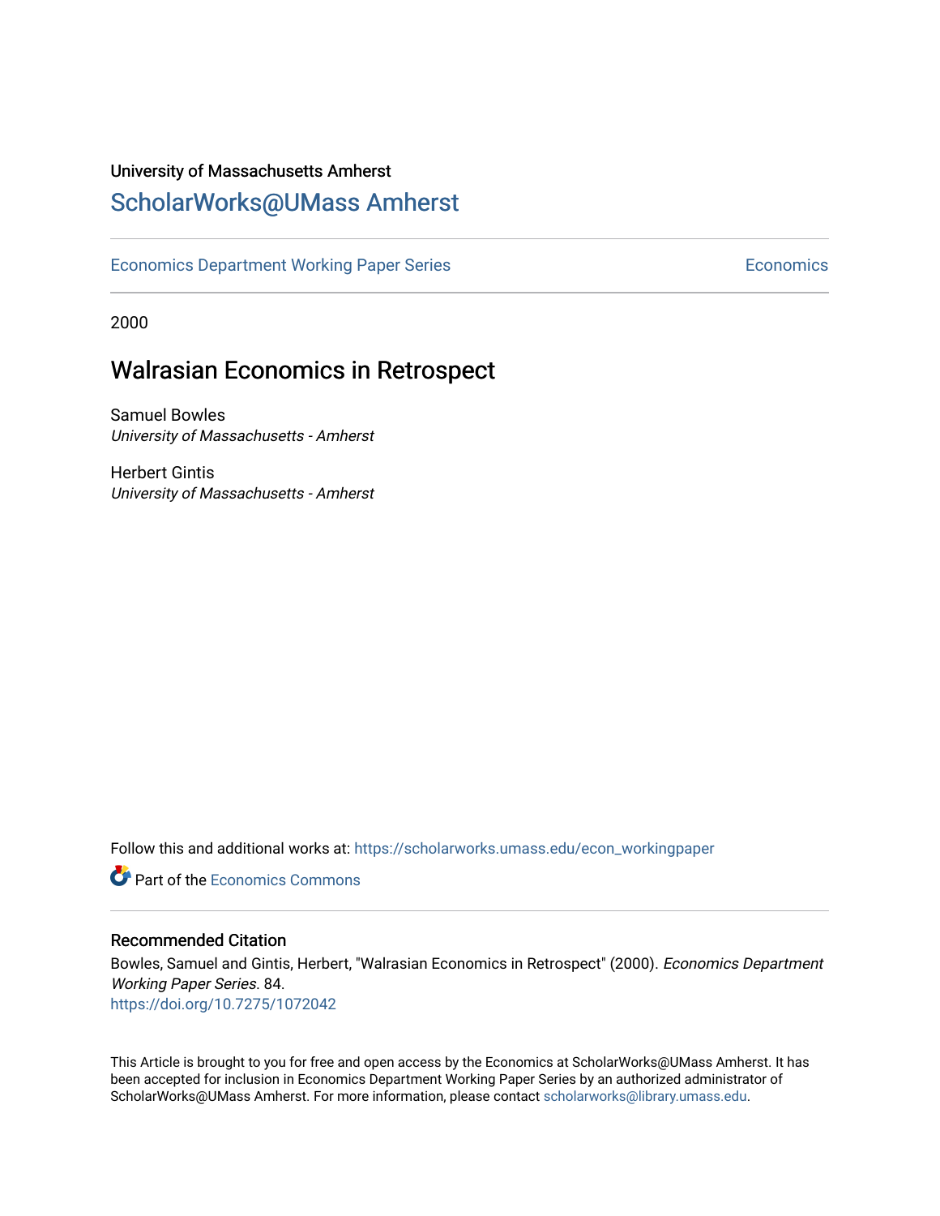University of Massachusetts Amherst

# ScholarWorks@UMass Amherst

Economics Department Working Paper Series

Economics

2000

## Walrasian Economics in Retrospect

Samuel Bowles
*University of Massachusetts - Amherst*

Herbert Gintis
*University of Massachusetts - Amherst*

Follow this and additional works at: https://scholarworks.umass.edu/econ_workingpaper

Part of the Economics Commons

### Recommended Citation

Bowles, Samuel and Gintis, Herbert, "Walrasian Economics in Retrospect" (2000). *Economics Department Working Paper Series*. 84.
https://doi.org/10.7275/1072042

This Article is brought to you for free and open access by the Economics at ScholarWorks@UMass Amherst. It has been accepted for inclusion in Economics Department Working Paper Series by an authorized administrator of ScholarWorks@UMass Amherst. For more information, please contact scholarworks@library.umass.edu.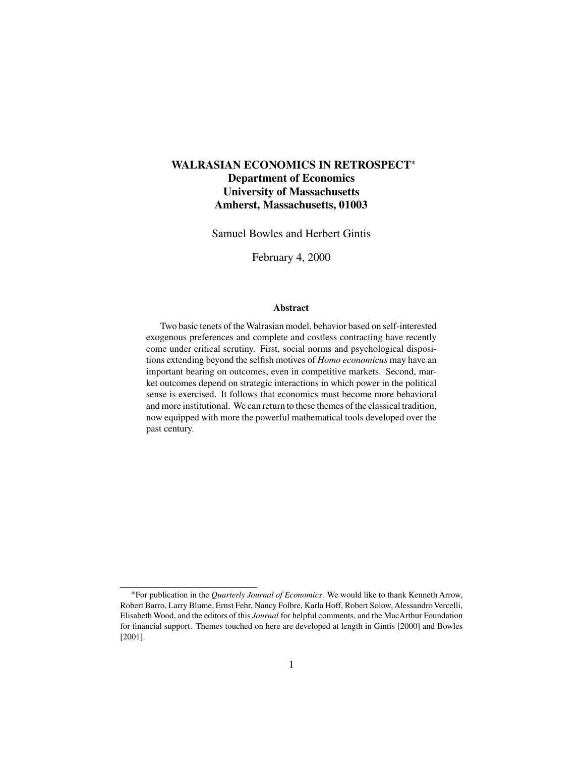# WALRASIAN ECONOMICS IN RETROSPECT*
## Department of Economics
## University of Massachusetts
## Amherst, Massachusetts, 01003

Samuel Bowles and Herbert Gintis

February 4, 2000

### Abstract

Two basic tenets of the Walrasian model, behavior based on self-interested exogenous preferences and complete and costless contracting have recently come under critical scrutiny. First, social norms and psychological dispositions extending beyond the selfish motives of *Homo economicus* may have an important bearing on outcomes, even in competitive markets. Second, market outcomes depend on strategic interactions in which power in the political sense is exercised. It follows that economics must become more behavioral and more institutional. We can return to these themes of the classical tradition, now equipped with more the powerful mathematical tools developed over the past century.

---

*For publication in the *Quarterly Journal of Economics*. We would like to thank Kenneth Arrow, Robert Barro, Larry Blume, Ernst Fehr, Nancy Folbre, Karla Hoff, Robert Solow, Alessandro Vercelli, Elisabeth Wood, and the editors of this *Journal* for helpful comments, and the MacArthur Foundation for financial support. Themes touched on here are developed at length in Gintis [2000] and Bowles [2001].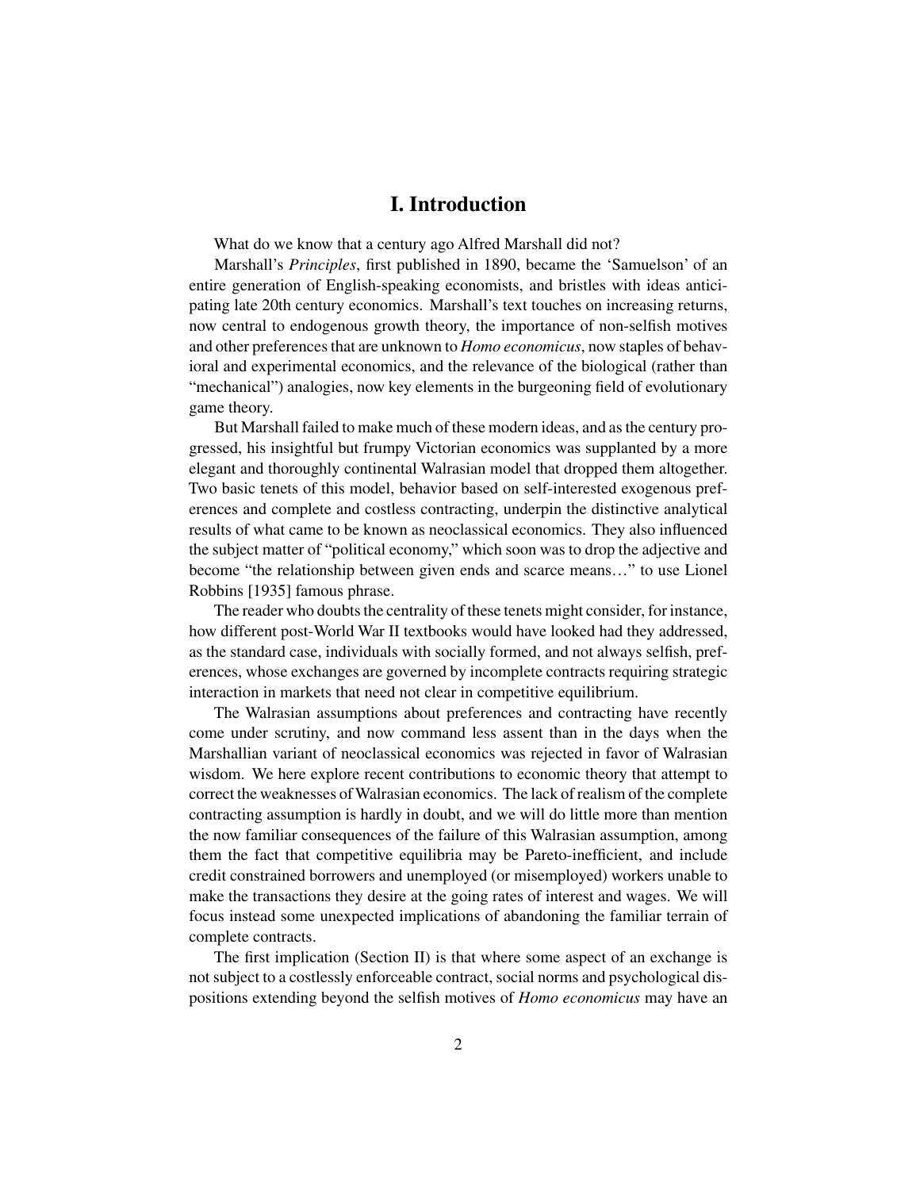# I. Introduction

What do we know that a century ago Alfred Marshall did not?

Marshall's *Principles*, first published in 1890, became the 'Samuelson' of an entire generation of English-speaking economists, and bristles with ideas anticipating late 20th century economics. Marshall's text touches on increasing returns, now central to endogenous growth theory, the importance of non-selfish motives and other preferences that are unknown to *Homo economicus*, now staples of behavioral and experimental economics, and the relevance of the biological (rather than "mechanical") analogies, now key elements in the burgeoning field of evolutionary game theory.

But Marshall failed to make much of these modern ideas, and as the century progressed, his insightful but frumpy Victorian economics was supplanted by a more elegant and thoroughly continental Walrasian model that dropped them altogether. Two basic tenets of this model, behavior based on self-interested exogenous preferences and complete and costless contracting, underpin the distinctive analytical results of what came to be known as neoclassical economics. They also influenced the subject matter of "political economy," which soon was to drop the adjective and become "the relationship between given ends and scarce means…" to use Lionel Robbins [1935] famous phrase.

The reader who doubts the centrality of these tenets might consider, for instance, how different post-World War II textbooks would have looked had they addressed, as the standard case, individuals with socially formed, and not always selfish, preferences, whose exchanges are governed by incomplete contracts requiring strategic interaction in markets that need not clear in competitive equilibrium.

The Walrasian assumptions about preferences and contracting have recently come under scrutiny, and now command less assent than in the days when the Marshallian variant of neoclassical economics was rejected in favor of Walrasian wisdom. We here explore recent contributions to economic theory that attempt to correct the weaknesses of Walrasian economics. The lack of realism of the complete contracting assumption is hardly in doubt, and we will do little more than mention the now familiar consequences of the failure of this Walrasian assumption, among them the fact that competitive equilibria may be Pareto-inefficient, and include credit constrained borrowers and unemployed (or misemployed) workers unable to make the transactions they desire at the going rates of interest and wages. We will focus instead some unexpected implications of abandoning the familiar terrain of complete contracts.

The first implication (Section II) is that where some aspect of an exchange is not subject to a costlessly enforceable contract, social norms and psychological dispositions extending beyond the selfish motives of *Homo economicus* may have an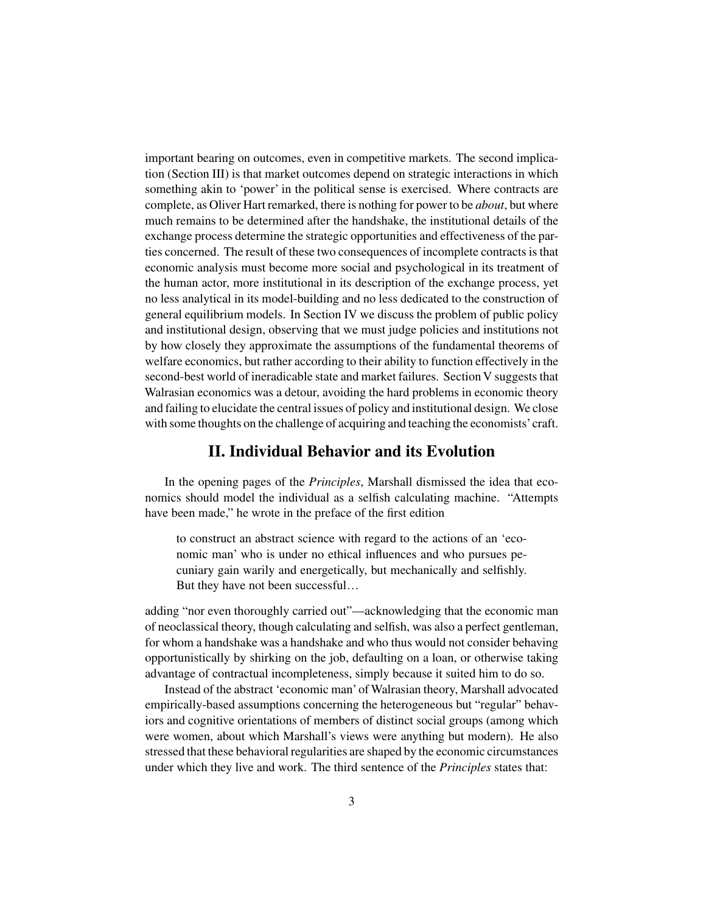important bearing on outcomes, even in competitive markets. The second implication (Section III) is that market outcomes depend on strategic interactions in which something akin to 'power' in the political sense is exercised. Where contracts are complete, as Oliver Hart remarked, there is nothing for power to be *about*, but where much remains to be determined after the handshake, the institutional details of the exchange process determine the strategic opportunities and effectiveness of the parties concerned. The result of these two consequences of incomplete contracts is that economic analysis must become more social and psychological in its treatment of the human actor, more institutional in its description of the exchange process, yet no less analytical in its model-building and no less dedicated to the construction of general equilibrium models. In Section IV we discuss the problem of public policy and institutional design, observing that we must judge policies and institutions not by how closely they approximate the assumptions of the fundamental theorems of welfare economics, but rather according to their ability to function effectively in the second-best world of ineradicable state and market failures. Section V suggests that Walrasian economics was a detour, avoiding the hard problems in economic theory and failing to elucidate the central issues of policy and institutional design. We close with some thoughts on the challenge of acquiring and teaching the economists' craft.

## II. Individual Behavior and its Evolution

In the opening pages of the *Principles*, Marshall dismissed the idea that economics should model the individual as a selfish calculating machine. "Attempts have been made," he wrote in the preface of the first edition

> to construct an abstract science with regard to the actions of an 'economic man' who is under no ethical influences and who pursues pecuniary gain warily and energetically, but mechanically and selfishly. But they have not been successful…

adding "nor even thoroughly carried out"—acknowledging that the economic man of neoclassical theory, though calculating and selfish, was also a perfect gentleman, for whom a handshake was a handshake and who thus would not consider behaving opportunistically by shirking on the job, defaulting on a loan, or otherwise taking advantage of contractual incompleteness, simply because it suited him to do so.

Instead of the abstract 'economic man' of Walrasian theory, Marshall advocated empirically-based assumptions concerning the heterogeneous but "regular" behaviors and cognitive orientations of members of distinct social groups (among which were women, about which Marshall's views were anything but modern). He also stressed that these behavioral regularities are shaped by the economic circumstances under which they live and work. The third sentence of the *Principles* states that: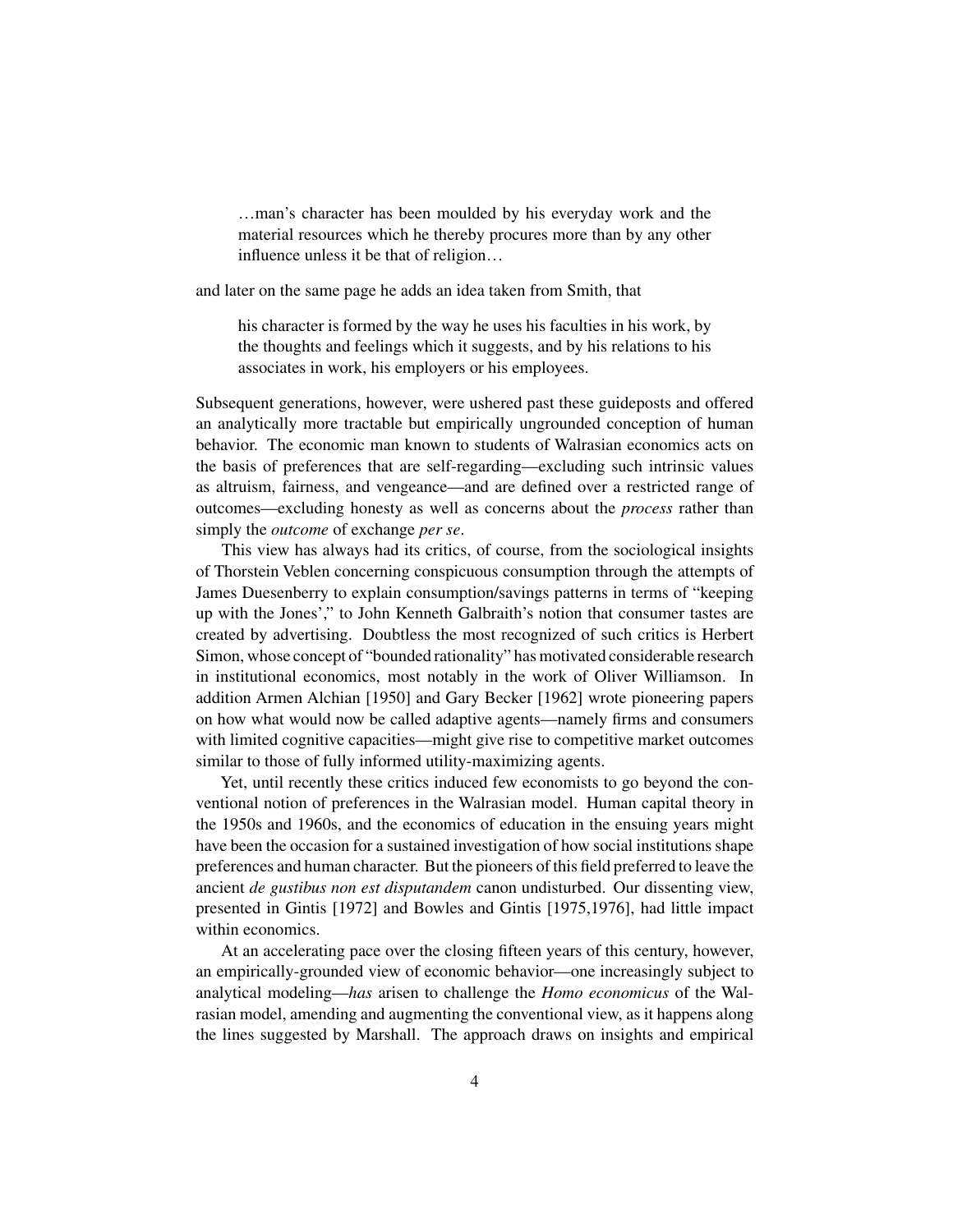> …man's character has been moulded by his everyday work and the material resources which he thereby procures more than by any other influence unless it be that of religion…

and later on the same page he adds an idea taken from Smith, that

> his character is formed by the way he uses his faculties in his work, by the thoughts and feelings which it suggests, and by his relations to his associates in work, his employers or his employees.

Subsequent generations, however, were ushered past these guideposts and offered an analytically more tractable but empirically ungrounded conception of human behavior. The economic man known to students of Walrasian economics acts on the basis of preferences that are self-regarding—excluding such intrinsic values as altruism, fairness, and vengeance—and are defined over a restricted range of outcomes—excluding honesty as well as concerns about the *process* rather than simply the *outcome* of exchange *per se*.

This view has always had its critics, of course, from the sociological insights of Thorstein Veblen concerning conspicuous consumption through the attempts of James Duesenberry to explain consumption/savings patterns in terms of "keeping up with the Jones'," to John Kenneth Galbraith's notion that consumer tastes are created by advertising. Doubtless the most recognized of such critics is Herbert Simon, whose concept of "bounded rationality" has motivated considerable research in institutional economics, most notably in the work of Oliver Williamson. In addition Armen Alchian [1950] and Gary Becker [1962] wrote pioneering papers on how what would now be called adaptive agents—namely firms and consumers with limited cognitive capacities—might give rise to competitive market outcomes similar to those of fully informed utility-maximizing agents.

Yet, until recently these critics induced few economists to go beyond the conventional notion of preferences in the Walrasian model. Human capital theory in the 1950s and 1960s, and the economics of education in the ensuing years might have been the occasion for a sustained investigation of how social institutions shape preferences and human character. But the pioneers of this field preferred to leave the ancient *de gustibus non est disputandem* canon undisturbed. Our dissenting view, presented in Gintis [1972] and Bowles and Gintis [1975,1976], had little impact within economics.

At an accelerating pace over the closing fifteen years of this century, however, an empirically-grounded view of economic behavior—one increasingly subject to analytical modeling—*has* arisen to challenge the *Homo economicus* of the Walrasian model, amending and augmenting the conventional view, as it happens along the lines suggested by Marshall. The approach draws on insights and empirical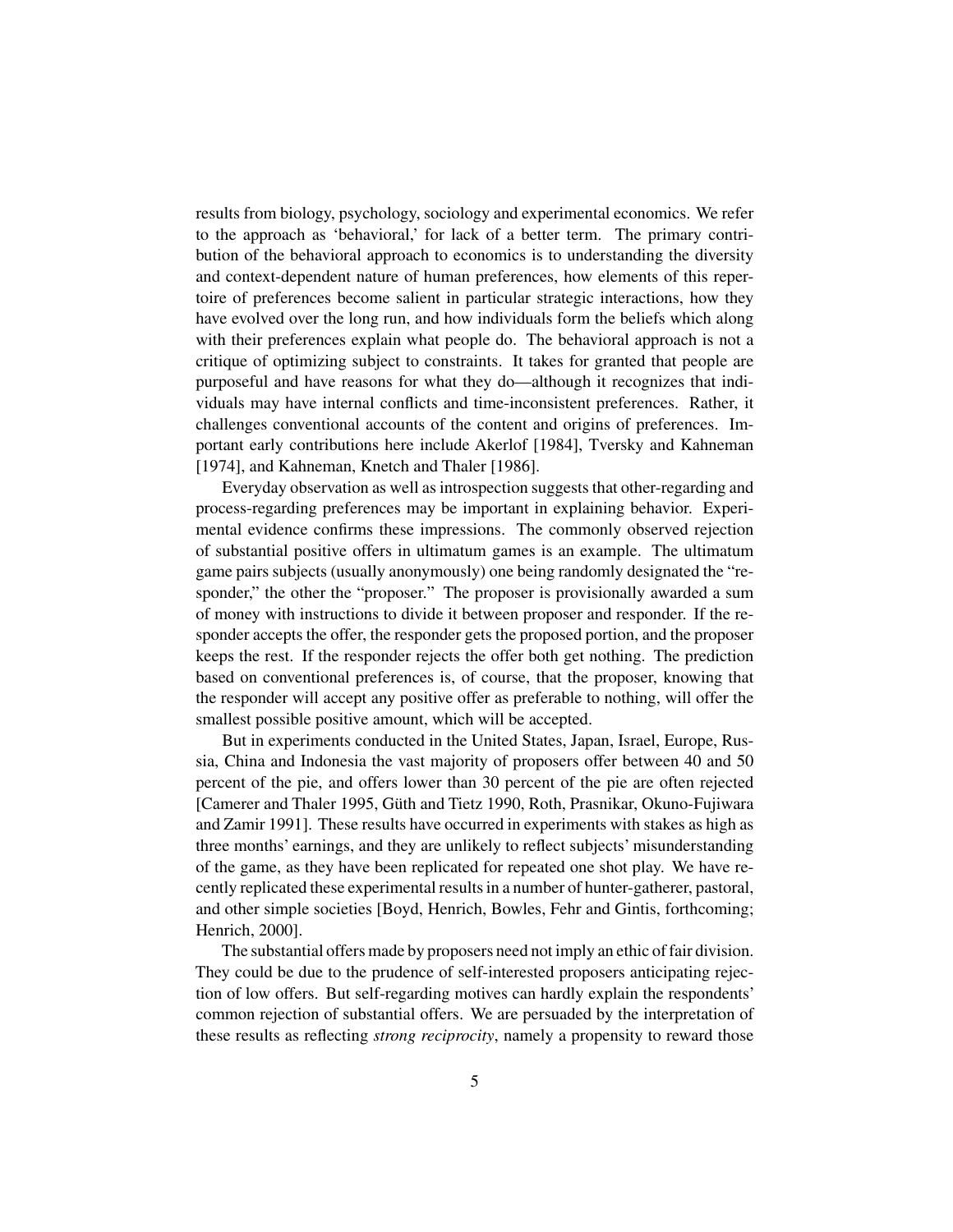results from biology, psychology, sociology and experimental economics. We refer to the approach as 'behavioral,' for lack of a better term. The primary contribution of the behavioral approach to economics is to understanding the diversity and context-dependent nature of human preferences, how elements of this repertoire of preferences become salient in particular strategic interactions, how they have evolved over the long run, and how individuals form the beliefs which along with their preferences explain what people do. The behavioral approach is not a critique of optimizing subject to constraints. It takes for granted that people are purposeful and have reasons for what they do—although it recognizes that individuals may have internal conflicts and time-inconsistent preferences. Rather, it challenges conventional accounts of the content and origins of preferences. Important early contributions here include Akerlof [1984], Tversky and Kahneman [1974], and Kahneman, Knetch and Thaler [1986].

Everyday observation as well as introspection suggests that other-regarding and process-regarding preferences may be important in explaining behavior. Experimental evidence confirms these impressions. The commonly observed rejection of substantial positive offers in ultimatum games is an example. The ultimatum game pairs subjects (usually anonymously) one being randomly designated the "responder," the other the "proposer." The proposer is provisionally awarded a sum of money with instructions to divide it between proposer and responder. If the responder accepts the offer, the responder gets the proposed portion, and the proposer keeps the rest. If the responder rejects the offer both get nothing. The prediction based on conventional preferences is, of course, that the proposer, knowing that the responder will accept any positive offer as preferable to nothing, will offer the smallest possible positive amount, which will be accepted.

But in experiments conducted in the United States, Japan, Israel, Europe, Russia, China and Indonesia the vast majority of proposers offer between 40 and 50 percent of the pie, and offers lower than 30 percent of the pie are often rejected [Camerer and Thaler 1995, Güth and Tietz 1990, Roth, Prasnikar, Okuno-Fujiwara and Zamir 1991]. These results have occurred in experiments with stakes as high as three months' earnings, and they are unlikely to reflect subjects' misunderstanding of the game, as they have been replicated for repeated one shot play. We have recently replicated these experimental results in a number of hunter-gatherer, pastoral, and other simple societies [Boyd, Henrich, Bowles, Fehr and Gintis, forthcoming; Henrich, 2000].

The substantial offers made by proposers need not imply an ethic of fair division. They could be due to the prudence of self-interested proposers anticipating rejection of low offers. But self-regarding motives can hardly explain the respondents' common rejection of substantial offers. We are persuaded by the interpretation of these results as reflecting *strong reciprocity*, namely a propensity to reward those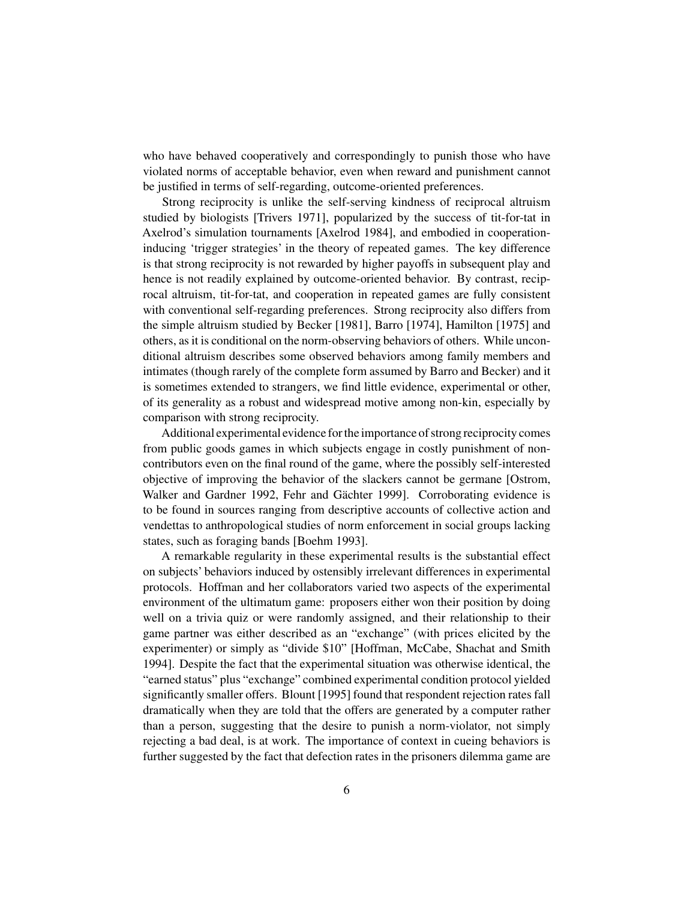who have behaved cooperatively and correspondingly to punish those who have violated norms of acceptable behavior, even when reward and punishment cannot be justified in terms of self-regarding, outcome-oriented preferences.

Strong reciprocity is unlike the self-serving kindness of reciprocal altruism studied by biologists [Trivers 1971], popularized by the success of tit-for-tat in Axelrod's simulation tournaments [Axelrod 1984], and embodied in cooperation-inducing 'trigger strategies' in the theory of repeated games. The key difference is that strong reciprocity is not rewarded by higher payoffs in subsequent play and hence is not readily explained by outcome-oriented behavior. By contrast, reciprocal altruism, tit-for-tat, and cooperation in repeated games are fully consistent with conventional self-regarding preferences. Strong reciprocity also differs from the simple altruism studied by Becker [1981], Barro [1974], Hamilton [1975] and others, as it is conditional on the norm-observing behaviors of others. While unconditional altruism describes some observed behaviors among family members and intimates (though rarely of the complete form assumed by Barro and Becker) and it is sometimes extended to strangers, we find little evidence, experimental or other, of its generality as a robust and widespread motive among non-kin, especially by comparison with strong reciprocity.

Additional experimental evidence for the importance of strong reciprocity comes from public goods games in which subjects engage in costly punishment of non-contributors even on the final round of the game, where the possibly self-interested objective of improving the behavior of the slackers cannot be germane [Ostrom, Walker and Gardner 1992, Fehr and Gächter 1999]. Corroborating evidence is to be found in sources ranging from descriptive accounts of collective action and vendettas to anthropological studies of norm enforcement in social groups lacking states, such as foraging bands [Boehm 1993].

A remarkable regularity in these experimental results is the substantial effect on subjects' behaviors induced by ostensibly irrelevant differences in experimental protocols. Hoffman and her collaborators varied two aspects of the experimental environment of the ultimatum game: proposers either won their position by doing well on a trivia quiz or were randomly assigned, and their relationship to their game partner was either described as an "exchange" (with prices elicited by the experimenter) or simply as "divide \$10" [Hoffman, McCabe, Shachat and Smith 1994]. Despite the fact that the experimental situation was otherwise identical, the "earned status" plus "exchange" combined experimental condition protocol yielded significantly smaller offers. Blount [1995] found that respondent rejection rates fall dramatically when they are told that the offers are generated by a computer rather than a person, suggesting that the desire to punish a norm-violator, not simply rejecting a bad deal, is at work. The importance of context in cueing behaviors is further suggested by the fact that defection rates in the prisoners dilemma game are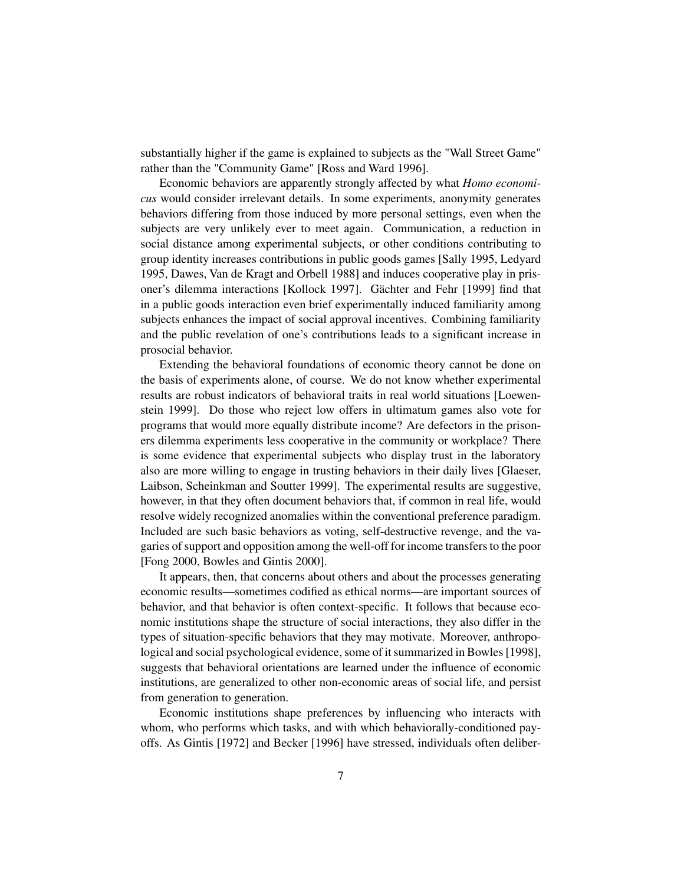substantially higher if the game is explained to subjects as the "Wall Street Game" rather than the "Community Game" [Ross and Ward 1996].

Economic behaviors are apparently strongly affected by what *Homo economicus* would consider irrelevant details. In some experiments, anonymity generates behaviors differing from those induced by more personal settings, even when the subjects are very unlikely ever to meet again. Communication, a reduction in social distance among experimental subjects, or other conditions contributing to group identity increases contributions in public goods games [Sally 1995, Ledyard 1995, Dawes, Van de Kragt and Orbell 1988] and induces cooperative play in prisoner's dilemma interactions [Kollock 1997]. Gächter and Fehr [1999] find that in a public goods interaction even brief experimentally induced familiarity among subjects enhances the impact of social approval incentives. Combining familiarity and the public revelation of one's contributions leads to a significant increase in prosocial behavior.

Extending the behavioral foundations of economic theory cannot be done on the basis of experiments alone, of course. We do not know whether experimental results are robust indicators of behavioral traits in real world situations [Loewenstein 1999]. Do those who reject low offers in ultimatum games also vote for programs that would more equally distribute income? Are defectors in the prisoners dilemma experiments less cooperative in the community or workplace? There is some evidence that experimental subjects who display trust in the laboratory also are more willing to engage in trusting behaviors in their daily lives [Glaeser, Laibson, Scheinkman and Soutter 1999]. The experimental results are suggestive, however, in that they often document behaviors that, if common in real life, would resolve widely recognized anomalies within the conventional preference paradigm. Included are such basic behaviors as voting, self-destructive revenge, and the vagaries of support and opposition among the well-off for income transfers to the poor [Fong 2000, Bowles and Gintis 2000].

It appears, then, that concerns about others and about the processes generating economic results—sometimes codified as ethical norms—are important sources of behavior, and that behavior is often context-specific. It follows that because economic institutions shape the structure of social interactions, they also differ in the types of situation-specific behaviors that they may motivate. Moreover, anthropological and social psychological evidence, some of it summarized in Bowles [1998], suggests that behavioral orientations are learned under the influence of economic institutions, are generalized to other non-economic areas of social life, and persist from generation to generation.

Economic institutions shape preferences by influencing who interacts with whom, who performs which tasks, and with which behaviorally-conditioned payoffs. As Gintis [1972] and Becker [1996] have stressed, individuals often deliber-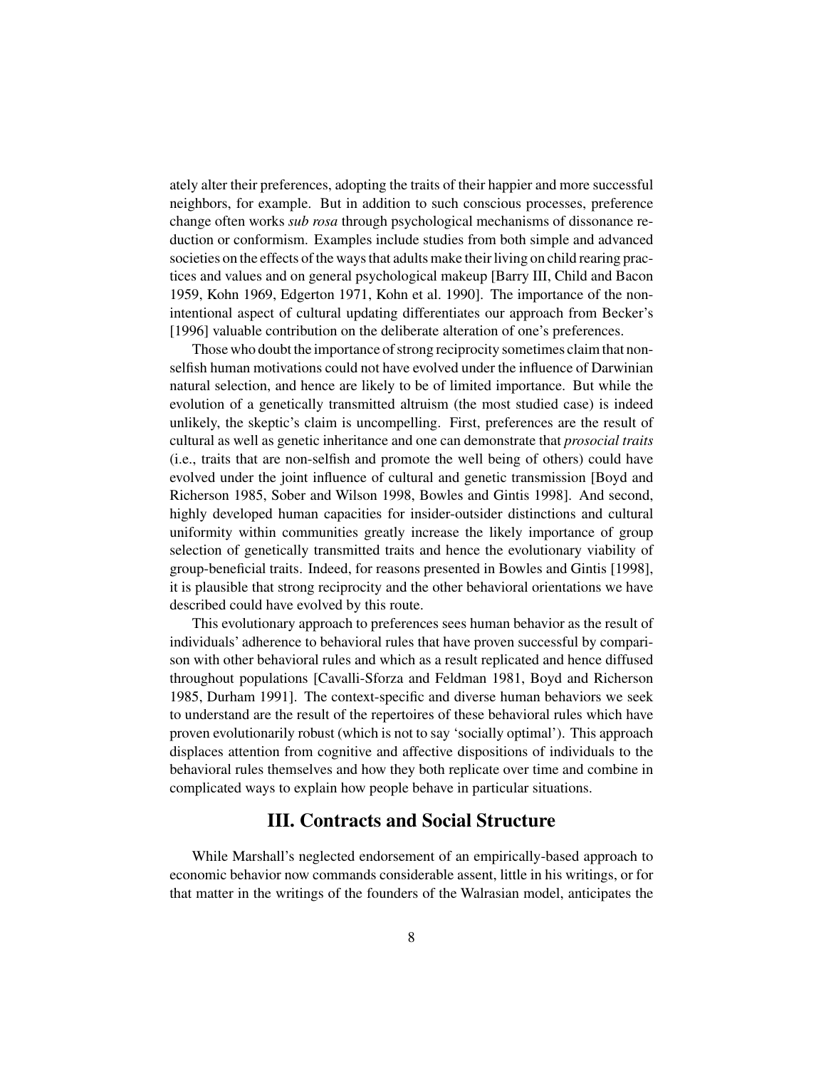ately alter their preferences, adopting the traits of their happier and more successful neighbors, for example. But in addition to such conscious processes, preference change often works *sub rosa* through psychological mechanisms of dissonance reduction or conformism. Examples include studies from both simple and advanced societies on the effects of the ways that adults make their living on child rearing practices and values and on general psychological makeup [Barry III, Child and Bacon 1959, Kohn 1969, Edgerton 1971, Kohn et al. 1990]. The importance of the non-intentional aspect of cultural updating differentiates our approach from Becker's [1996] valuable contribution on the deliberate alteration of one's preferences.

Those who doubt the importance of strong reciprocity sometimes claim that non-selfish human motivations could not have evolved under the influence of Darwinian natural selection, and hence are likely to be of limited importance. But while the evolution of a genetically transmitted altruism (the most studied case) is indeed unlikely, the skeptic's claim is uncompelling. First, preferences are the result of cultural as well as genetic inheritance and one can demonstrate that *prosocial traits* (i.e., traits that are non-selfish and promote the well being of others) could have evolved under the joint influence of cultural and genetic transmission [Boyd and Richerson 1985, Sober and Wilson 1998, Bowles and Gintis 1998]. And second, highly developed human capacities for insider-outsider distinctions and cultural uniformity within communities greatly increase the likely importance of group selection of genetically transmitted traits and hence the evolutionary viability of group-beneficial traits. Indeed, for reasons presented in Bowles and Gintis [1998], it is plausible that strong reciprocity and the other behavioral orientations we have described could have evolved by this route.

This evolutionary approach to preferences sees human behavior as the result of individuals' adherence to behavioral rules that have proven successful by comparison with other behavioral rules and which as a result replicated and hence diffused throughout populations [Cavalli-Sforza and Feldman 1981, Boyd and Richerson 1985, Durham 1991]. The context-specific and diverse human behaviors we seek to understand are the result of the repertoires of these behavioral rules which have proven evolutionarily robust (which is not to say 'socially optimal'). This approach displaces attention from cognitive and affective dispositions of individuals to the behavioral rules themselves and how they both replicate over time and combine in complicated ways to explain how people behave in particular situations.

## III. Contracts and Social Structure

While Marshall's neglected endorsement of an empirically-based approach to economic behavior now commands considerable assent, little in his writings, or for that matter in the writings of the founders of the Walrasian model, anticipates the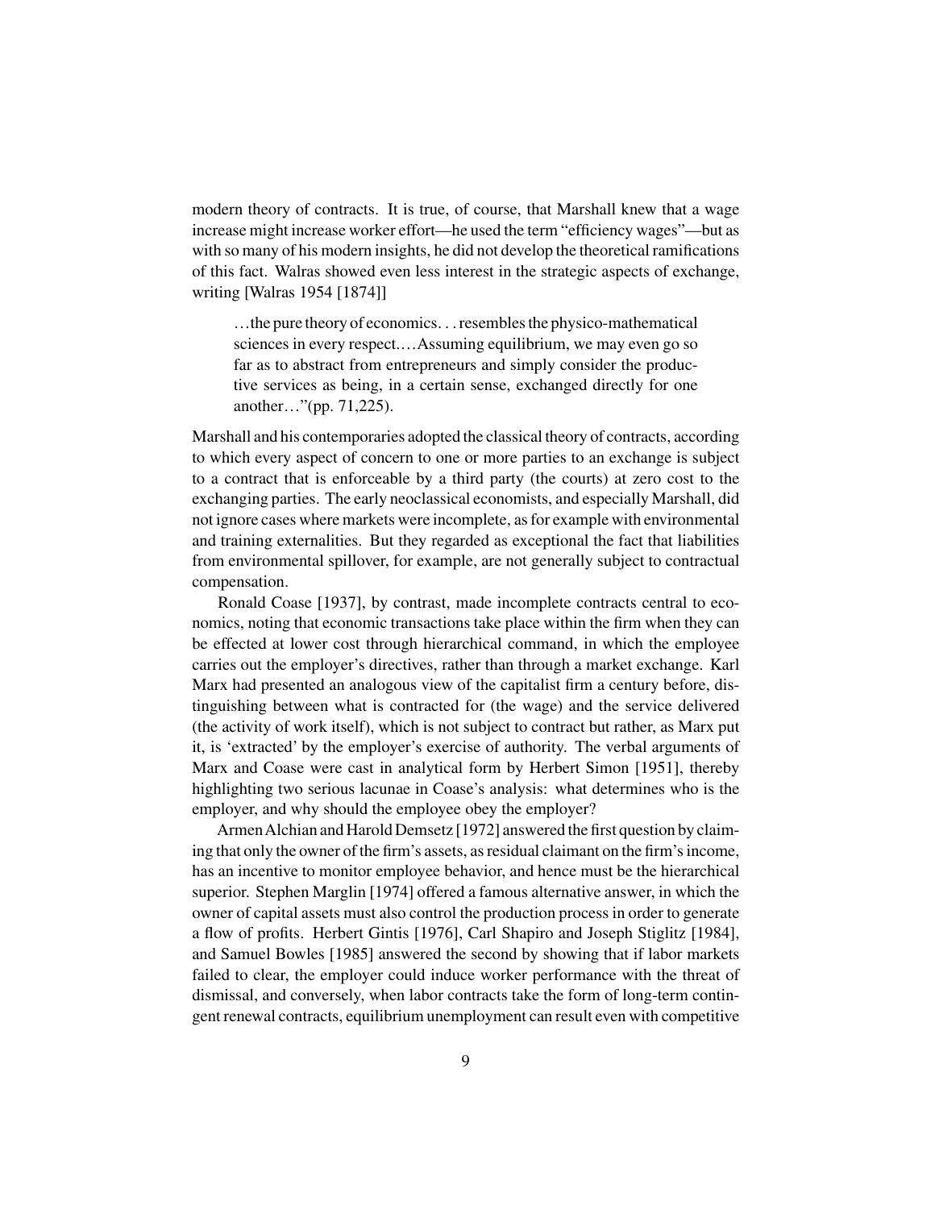modern theory of contracts. It is true, of course, that Marshall knew that a wage increase might increase worker effort—he used the term "efficiency wages"—but as with so many of his modern insights, he did not develop the theoretical ramifications of this fact. Walras showed even less interest in the strategic aspects of exchange, writing [Walras 1954 [1874]]

> …the pure theory of economics…resembles the physico-mathematical sciences in every respect.…Assuming equilibrium, we may even go so far as to abstract from entrepreneurs and simply consider the productive services as being, in a certain sense, exchanged directly for one another…"(pp. 71,225).

Marshall and his contemporaries adopted the classical theory of contracts, according to which every aspect of concern to one or more parties to an exchange is subject to a contract that is enforceable by a third party (the courts) at zero cost to the exchanging parties. The early neoclassical economists, and especially Marshall, did not ignore cases where markets were incomplete, as for example with environmental and training externalities. But they regarded as exceptional the fact that liabilities from environmental spillover, for example, are not generally subject to contractual compensation.

Ronald Coase [1937], by contrast, made incomplete contracts central to economics, noting that economic transactions take place within the firm when they can be effected at lower cost through hierarchical command, in which the employee carries out the employer's directives, rather than through a market exchange. Karl Marx had presented an analogous view of the capitalist firm a century before, distinguishing between what is contracted for (the wage) and the service delivered (the activity of work itself), which is not subject to contract but rather, as Marx put it, is 'extracted' by the employer's exercise of authority. The verbal arguments of Marx and Coase were cast in analytical form by Herbert Simon [1951], thereby highlighting two serious lacunae in Coase's analysis: what determines who is the employer, and why should the employee obey the employer?

Armen Alchian and Harold Demsetz [1972] answered the first question by claiming that only the owner of the firm's assets, as residual claimant on the firm's income, has an incentive to monitor employee behavior, and hence must be the hierarchical superior. Stephen Marglin [1974] offered a famous alternative answer, in which the owner of capital assets must also control the production process in order to generate a flow of profits. Herbert Gintis [1976], Carl Shapiro and Joseph Stiglitz [1984], and Samuel Bowles [1985] answered the second by showing that if labor markets failed to clear, the employer could induce worker performance with the threat of dismissal, and conversely, when labor contracts take the form of long-term contingent renewal contracts, equilibrium unemployment can result even with competitive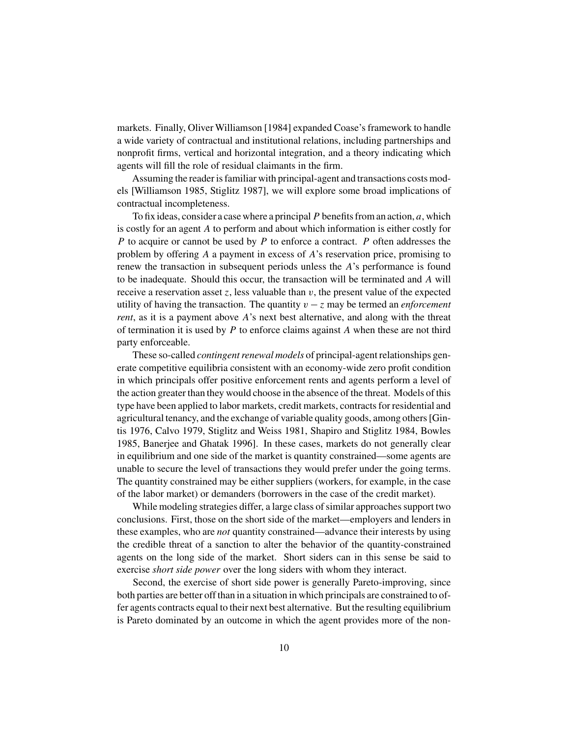markets. Finally, Oliver Williamson [1984] expanded Coase's framework to handle a wide variety of contractual and institutional relations, including partnerships and nonprofit firms, vertical and horizontal integration, and a theory indicating which agents will fill the role of residual claimants in the firm.

Assuming the reader is familiar with principal-agent and transactions costs models [Williamson 1985, Stiglitz 1987], we will explore some broad implications of contractual incompleteness.

To fix ideas, consider a case where a principal $P$ benefits from an action, $a$, which is costly for an agent $A$ to perform and about which information is either costly for $P$ to acquire or cannot be used by $P$ to enforce a contract. $P$ often addresses the problem by offering $A$ a payment in excess of $A$'s reservation price, promising to renew the transaction in subsequent periods unless the $A$'s performance is found to be inadequate. Should this occur, the transaction will be terminated and $A$ will receive a reservation asset $z$, less valuable than $v$, the present value of the expected utility of having the transaction. The quantity $v - z$ may be termed an *enforcement rent*, as it is a payment above $A$'s next best alternative, and along with the threat of termination it is used by $P$ to enforce claims against $A$ when these are not third party enforceable.

These so-called *contingent renewal models* of principal-agent relationships generate competitive equilibria consistent with an economy-wide zero profit condition in which principals offer positive enforcement rents and agents perform a level of the action greater than they would choose in the absence of the threat. Models of this type have been applied to labor markets, credit markets, contracts for residential and agricultural tenancy, and the exchange of variable quality goods, among others [Gintis 1976, Calvo 1979, Stiglitz and Weiss 1981, Shapiro and Stiglitz 1984, Bowles 1985, Banerjee and Ghatak 1996]. In these cases, markets do not generally clear in equilibrium and one side of the market is quantity constrained—some agents are unable to secure the level of transactions they would prefer under the going terms. The quantity constrained may be either suppliers (workers, for example, in the case of the labor market) or demanders (borrowers in the case of the credit market).

While modeling strategies differ, a large class of similar approaches support two conclusions. First, those on the short side of the market—employers and lenders in these examples, who are *not* quantity constrained—advance their interests by using the credible threat of a sanction to alter the behavior of the quantity-constrained agents on the long side of the market. Short siders can in this sense be said to exercise *short side power* over the long siders with whom they interact.

Second, the exercise of short side power is generally Pareto-improving, since both parties are better off than in a situation in which principals are constrained to offer agents contracts equal to their next best alternative. But the resulting equilibrium is Pareto dominated by an outcome in which the agent provides more of the non-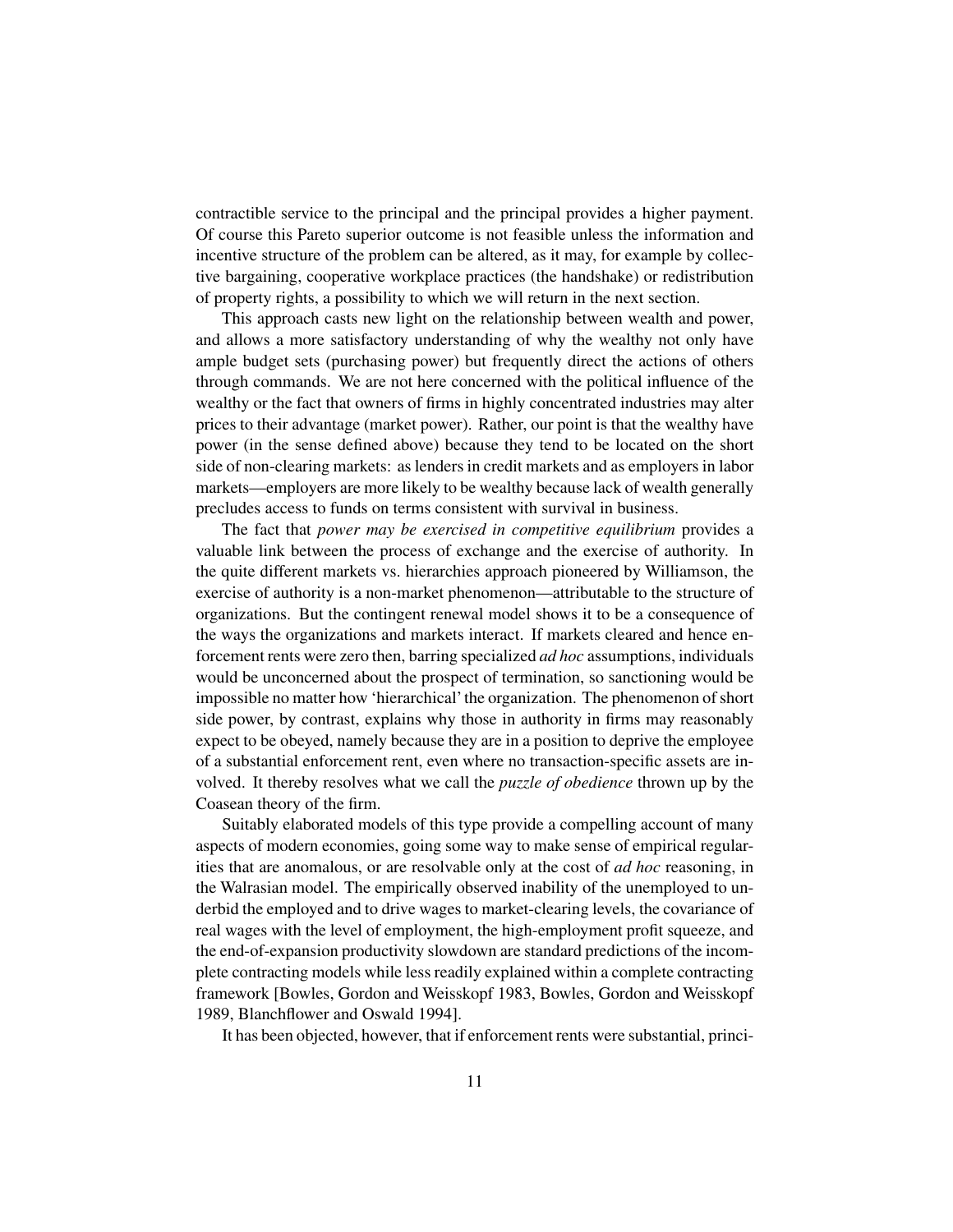contractible service to the principal and the principal provides a higher payment. Of course this Pareto superior outcome is not feasible unless the information and incentive structure of the problem can be altered, as it may, for example by collective bargaining, cooperative workplace practices (the handshake) or redistribution of property rights, a possibility to which we will return in the next section.

This approach casts new light on the relationship between wealth and power, and allows a more satisfactory understanding of why the wealthy not only have ample budget sets (purchasing power) but frequently direct the actions of others through commands. We are not here concerned with the political influence of the wealthy or the fact that owners of firms in highly concentrated industries may alter prices to their advantage (market power). Rather, our point is that the wealthy have power (in the sense defined above) because they tend to be located on the short side of non-clearing markets: as lenders in credit markets and as employers in labor markets—employers are more likely to be wealthy because lack of wealth generally precludes access to funds on terms consistent with survival in business.

The fact that *power may be exercised in competitive equilibrium* provides a valuable link between the process of exchange and the exercise of authority. In the quite different markets vs. hierarchies approach pioneered by Williamson, the exercise of authority is a non-market phenomenon—attributable to the structure of organizations. But the contingent renewal model shows it to be a consequence of the ways the organizations and markets interact. If markets cleared and hence enforcement rents were zero then, barring specialized *ad hoc* assumptions, individuals would be unconcerned about the prospect of termination, so sanctioning would be impossible no matter how 'hierarchical' the organization. The phenomenon of short side power, by contrast, explains why those in authority in firms may reasonably expect to be obeyed, namely because they are in a position to deprive the employee of a substantial enforcement rent, even where no transaction-specific assets are involved. It thereby resolves what we call the *puzzle of obedience* thrown up by the Coasean theory of the firm.

Suitably elaborated models of this type provide a compelling account of many aspects of modern economies, going some way to make sense of empirical regularities that are anomalous, or are resolvable only at the cost of *ad hoc* reasoning, in the Walrasian model. The empirically observed inability of the unemployed to underbid the employed and to drive wages to market-clearing levels, the covariance of real wages with the level of employment, the high-employment profit squeeze, and the end-of-expansion productivity slowdown are standard predictions of the incomplete contracting models while less readily explained within a complete contracting framework [Bowles, Gordon and Weisskopf 1983, Bowles, Gordon and Weisskopf 1989, Blanchflower and Oswald 1994].

It has been objected, however, that if enforcement rents were substantial, princi-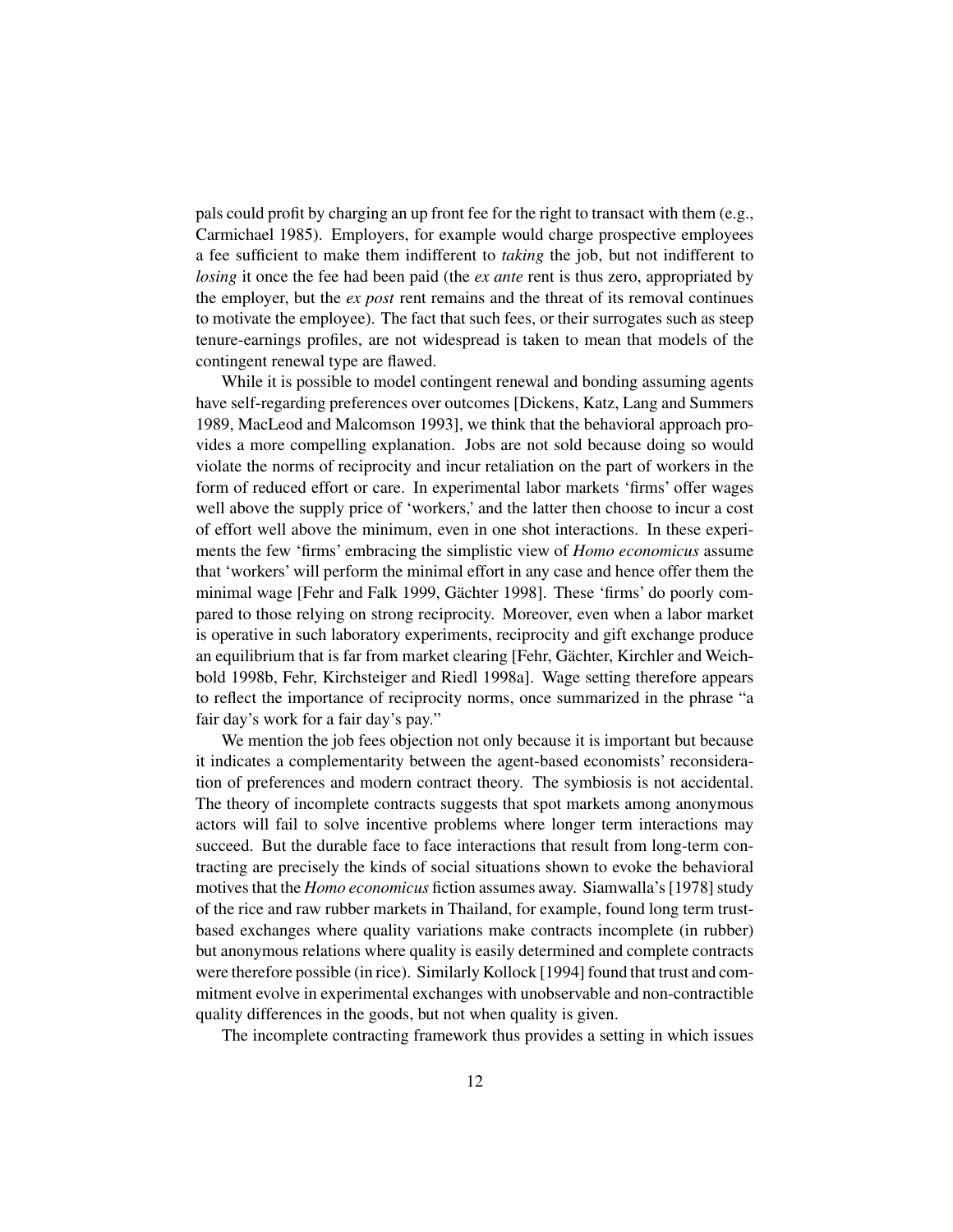pals could profit by charging an up front fee for the right to transact with them (e.g., Carmichael 1985). Employers, for example would charge prospective employees a fee sufficient to make them indifferent to *taking* the job, but not indifferent to *losing* it once the fee had been paid (the *ex ante* rent is thus zero, appropriated by the employer, but the *ex post* rent remains and the threat of its removal continues to motivate the employee). The fact that such fees, or their surrogates such as steep tenure-earnings profiles, are not widespread is taken to mean that models of the contingent renewal type are flawed.

While it is possible to model contingent renewal and bonding assuming agents have self-regarding preferences over outcomes [Dickens, Katz, Lang and Summers 1989, MacLeod and Malcomson 1993], we think that the behavioral approach provides a more compelling explanation. Jobs are not sold because doing so would violate the norms of reciprocity and incur retaliation on the part of workers in the form of reduced effort or care. In experimental labor markets 'firms' offer wages well above the supply price of 'workers,' and the latter then choose to incur a cost of effort well above the minimum, even in one shot interactions. In these experiments the few 'firms' embracing the simplistic view of *Homo economicus* assume that 'workers' will perform the minimal effort in any case and hence offer them the minimal wage [Fehr and Falk 1999, Gächter 1998]. These 'firms' do poorly compared to those relying on strong reciprocity. Moreover, even when a labor market is operative in such laboratory experiments, reciprocity and gift exchange produce an equilibrium that is far from market clearing [Fehr, Gächter, Kirchler and Weichbold 1998b, Fehr, Kirchsteiger and Riedl 1998a]. Wage setting therefore appears to reflect the importance of reciprocity norms, once summarized in the phrase "a fair day's work for a fair day's pay."

We mention the job fees objection not only because it is important but because it indicates a complementarity between the agent-based economists' reconsideration of preferences and modern contract theory. The symbiosis is not accidental. The theory of incomplete contracts suggests that spot markets among anonymous actors will fail to solve incentive problems where longer term interactions may succeed. But the durable face to face interactions that result from long-term contracting are precisely the kinds of social situations shown to evoke the behavioral motives that the *Homo economicus* fiction assumes away. Siamwalla's [1978] study of the rice and raw rubber markets in Thailand, for example, found long term trust-based exchanges where quality variations make contracts incomplete (in rubber) but anonymous relations where quality is easily determined and complete contracts were therefore possible (in rice). Similarly Kollock [1994] found that trust and commitment evolve in experimental exchanges with unobservable and non-contractible quality differences in the goods, but not when quality is given.

The incomplete contracting framework thus provides a setting in which issues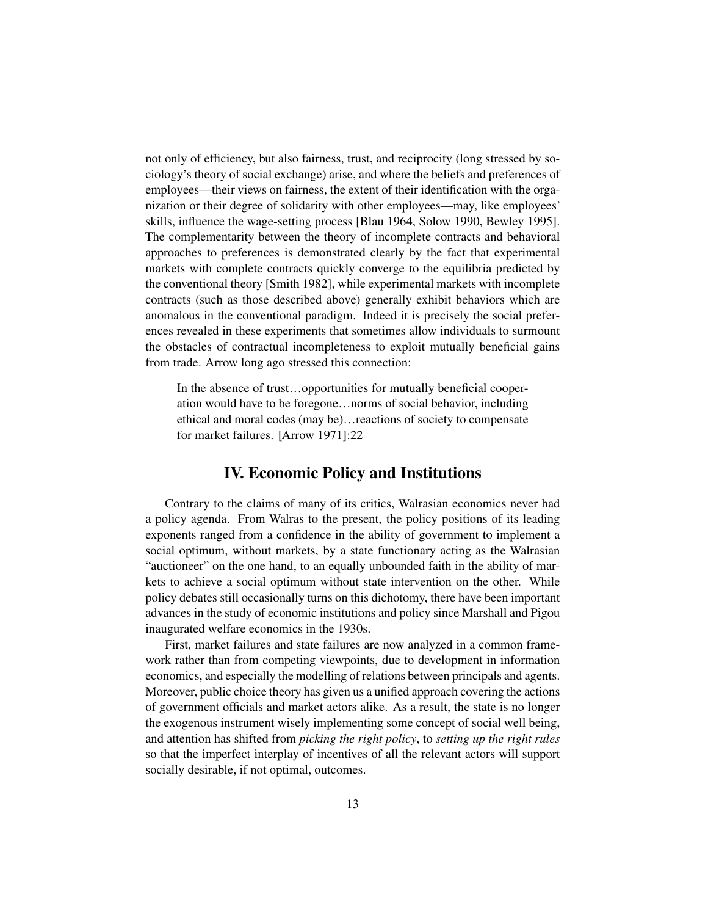not only of efficiency, but also fairness, trust, and reciprocity (long stressed by sociology's theory of social exchange) arise, and where the beliefs and preferences of employees—their views on fairness, the extent of their identification with the organization or their degree of solidarity with other employees—may, like employees' skills, influence the wage-setting process [Blau 1964, Solow 1990, Bewley 1995]. The complementarity between the theory of incomplete contracts and behavioral approaches to preferences is demonstrated clearly by the fact that experimental markets with complete contracts quickly converge to the equilibria predicted by the conventional theory [Smith 1982], while experimental markets with incomplete contracts (such as those described above) generally exhibit behaviors which are anomalous in the conventional paradigm. Indeed it is precisely the social preferences revealed in these experiments that sometimes allow individuals to surmount the obstacles of contractual incompleteness to exploit mutually beneficial gains from trade. Arrow long ago stressed this connection:

> In the absence of trust…opportunities for mutually beneficial cooperation would have to be foregone…norms of social behavior, including ethical and moral codes (may be)…reactions of society to compensate for market failures. [Arrow 1971]:22

## IV. Economic Policy and Institutions

Contrary to the claims of many of its critics, Walrasian economics never had a policy agenda. From Walras to the present, the policy positions of its leading exponents ranged from a confidence in the ability of government to implement a social optimum, without markets, by a state functionary acting as the Walrasian "auctioneer" on the one hand, to an equally unbounded faith in the ability of markets to achieve a social optimum without state intervention on the other. While policy debates still occasionally turns on this dichotomy, there have been important advances in the study of economic institutions and policy since Marshall and Pigou inaugurated welfare economics in the 1930s.

First, market failures and state failures are now analyzed in a common framework rather than from competing viewpoints, due to development in information economics, and especially the modelling of relations between principals and agents. Moreover, public choice theory has given us a unified approach covering the actions of government officials and market actors alike. As a result, the state is no longer the exogenous instrument wisely implementing some concept of social well being, and attention has shifted from *picking the right policy*, to *setting up the right rules* so that the imperfect interplay of incentives of all the relevant actors will support socially desirable, if not optimal, outcomes.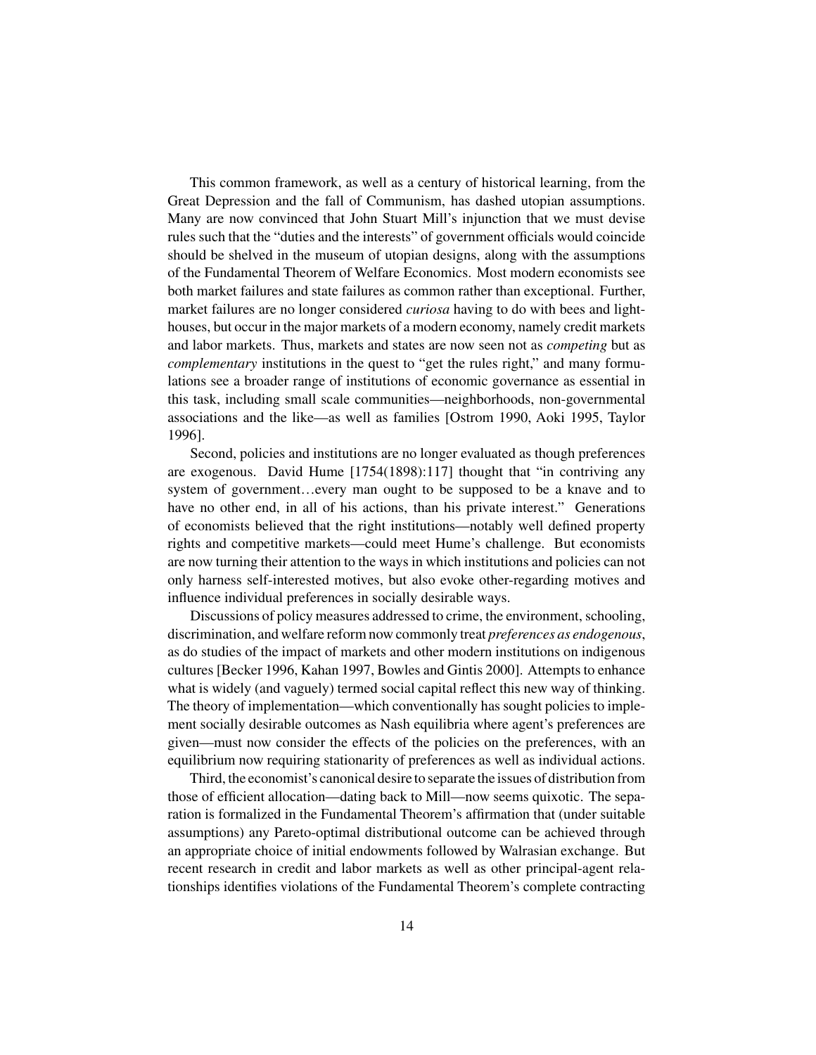This common framework, as well as a century of historical learning, from the Great Depression and the fall of Communism, has dashed utopian assumptions. Many are now convinced that John Stuart Mill's injunction that we must devise rules such that the "duties and the interests" of government officials would coincide should be shelved in the museum of utopian designs, along with the assumptions of the Fundamental Theorem of Welfare Economics. Most modern economists see both market failures and state failures as common rather than exceptional. Further, market failures are no longer considered *curiosa* having to do with bees and lighthouses, but occur in the major markets of a modern economy, namely credit markets and labor markets. Thus, markets and states are now seen not as *competing* but as *complementary* institutions in the quest to "get the rules right," and many formulations see a broader range of institutions of economic governance as essential in this task, including small scale communities—neighborhoods, non-governmental associations and the like—as well as families [Ostrom 1990, Aoki 1995, Taylor 1996].

Second, policies and institutions are no longer evaluated as though preferences are exogenous. David Hume [1754(1898):117] thought that "in contriving any system of government…every man ought to be supposed to be a knave and to have no other end, in all of his actions, than his private interest." Generations of economists believed that the right institutions—notably well defined property rights and competitive markets—could meet Hume's challenge. But economists are now turning their attention to the ways in which institutions and policies can not only harness self-interested motives, but also evoke other-regarding motives and influence individual preferences in socially desirable ways.

Discussions of policy measures addressed to crime, the environment, schooling, discrimination, and welfare reform now commonly treat *preferences as endogenous*, as do studies of the impact of markets and other modern institutions on indigenous cultures [Becker 1996, Kahan 1997, Bowles and Gintis 2000]. Attempts to enhance what is widely (and vaguely) termed social capital reflect this new way of thinking. The theory of implementation—which conventionally has sought policies to implement socially desirable outcomes as Nash equilibria where agent's preferences are given—must now consider the effects of the policies on the preferences, with an equilibrium now requiring stationarity of preferences as well as individual actions.

Third, the economist's canonical desire to separate the issues of distribution from those of efficient allocation—dating back to Mill—now seems quixotic. The separation is formalized in the Fundamental Theorem's affirmation that (under suitable assumptions) any Pareto-optimal distributional outcome can be achieved through an appropriate choice of initial endowments followed by Walrasian exchange. But recent research in credit and labor markets as well as other principal-agent relationships identifies violations of the Fundamental Theorem's complete contracting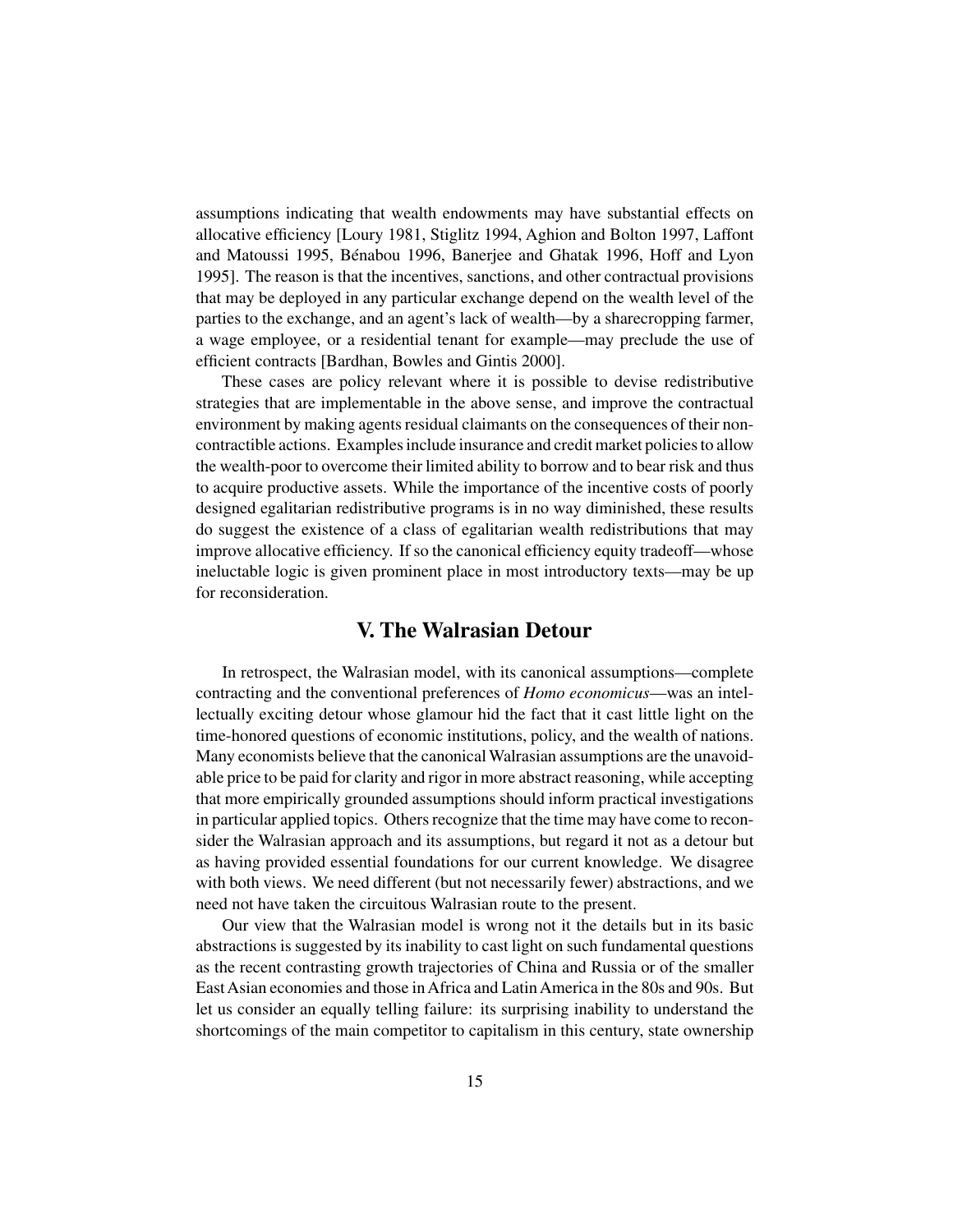assumptions indicating that wealth endowments may have substantial effects on allocative efficiency [Loury 1981, Stiglitz 1994, Aghion and Bolton 1997, Laffont and Matoussi 1995, Bénabou 1996, Banerjee and Ghatak 1996, Hoff and Lyon 1995]. The reason is that the incentives, sanctions, and other contractual provisions that may be deployed in any particular exchange depend on the wealth level of the parties to the exchange, and an agent's lack of wealth—by a sharecropping farmer, a wage employee, or a residential tenant for example—may preclude the use of efficient contracts [Bardhan, Bowles and Gintis 2000].

These cases are policy relevant where it is possible to devise redistributive strategies that are implementable in the above sense, and improve the contractual environment by making agents residual claimants on the consequences of their non-contractible actions. Examples include insurance and credit market policies to allow the wealth-poor to overcome their limited ability to borrow and to bear risk and thus to acquire productive assets. While the importance of the incentive costs of poorly designed egalitarian redistributive programs is in no way diminished, these results do suggest the existence of a class of egalitarian wealth redistributions that may improve allocative efficiency. If so the canonical efficiency equity tradeoff—whose ineluctable logic is given prominent place in most introductory texts—may be up for reconsideration.

## V. The Walrasian Detour

In retrospect, the Walrasian model, with its canonical assumptions—complete contracting and the conventional preferences of *Homo economicus*—was an intellectually exciting detour whose glamour hid the fact that it cast little light on the time-honored questions of economic institutions, policy, and the wealth of nations. Many economists believe that the canonical Walrasian assumptions are the unavoidable price to be paid for clarity and rigor in more abstract reasoning, while accepting that more empirically grounded assumptions should inform practical investigations in particular applied topics. Others recognize that the time may have come to reconsider the Walrasian approach and its assumptions, but regard it not as a detour but as having provided essential foundations for our current knowledge. We disagree with both views. We need different (but not necessarily fewer) abstractions, and we need not have taken the circuitous Walrasian route to the present.

Our view that the Walrasian model is wrong not it the details but in its basic abstractions is suggested by its inability to cast light on such fundamental questions as the recent contrasting growth trajectories of China and Russia or of the smaller East Asian economies and those in Africa and Latin America in the 80s and 90s. But let us consider an equally telling failure: its surprising inability to understand the shortcomings of the main competitor to capitalism in this century, state ownership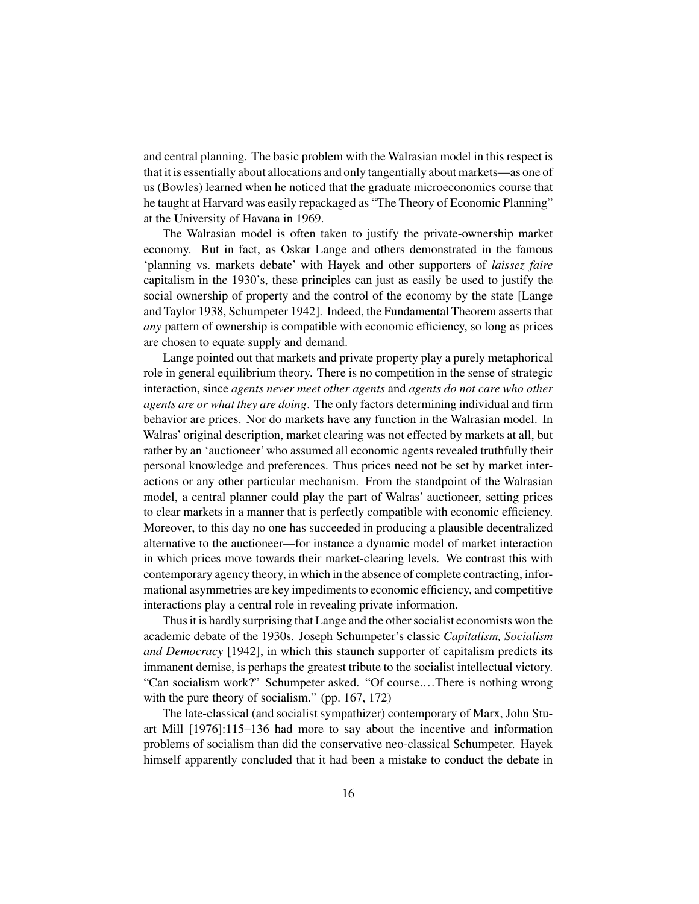and central planning. The basic problem with the Walrasian model in this respect is that it is essentially about allocations and only tangentially about markets—as one of us (Bowles) learned when he noticed that the graduate microeconomics course that he taught at Harvard was easily repackaged as "The Theory of Economic Planning" at the University of Havana in 1969.

The Walrasian model is often taken to justify the private-ownership market economy. But in fact, as Oskar Lange and others demonstrated in the famous 'planning vs. markets debate' with Hayek and other supporters of *laissez faire* capitalism in the 1930's, these principles can just as easily be used to justify the social ownership of property and the control of the economy by the state [Lange and Taylor 1938, Schumpeter 1942]. Indeed, the Fundamental Theorem asserts that *any* pattern of ownership is compatible with economic efficiency, so long as prices are chosen to equate supply and demand.

Lange pointed out that markets and private property play a purely metaphorical role in general equilibrium theory. There is no competition in the sense of strategic interaction, since *agents never meet other agents* and *agents do not care who other agents are or what they are doing*. The only factors determining individual and firm behavior are prices. Nor do markets have any function in the Walrasian model. In Walras' original description, market clearing was not effected by markets at all, but rather by an 'auctioneer' who assumed all economic agents revealed truthfully their personal knowledge and preferences. Thus prices need not be set by market interactions or any other particular mechanism. From the standpoint of the Walrasian model, a central planner could play the part of Walras' auctioneer, setting prices to clear markets in a manner that is perfectly compatible with economic efficiency. Moreover, to this day no one has succeeded in producing a plausible decentralized alternative to the auctioneer—for instance a dynamic model of market interaction in which prices move towards their market-clearing levels. We contrast this with contemporary agency theory, in which in the absence of complete contracting, informational asymmetries are key impediments to economic efficiency, and competitive interactions play a central role in revealing private information.

Thus it is hardly surprising that Lange and the other socialist economists won the academic debate of the 1930s. Joseph Schumpeter's classic *Capitalism, Socialism and Democracy* [1942], in which this staunch supporter of capitalism predicts its immanent demise, is perhaps the greatest tribute to the socialist intellectual victory. "Can socialism work?" Schumpeter asked. "Of course.…There is nothing wrong with the pure theory of socialism." (pp. 167, 172)

The late-classical (and socialist sympathizer) contemporary of Marx, John Stuart Mill [1976]:115–136 had more to say about the incentive and information problems of socialism than did the conservative neo-classical Schumpeter. Hayek himself apparently concluded that it had been a mistake to conduct the debate in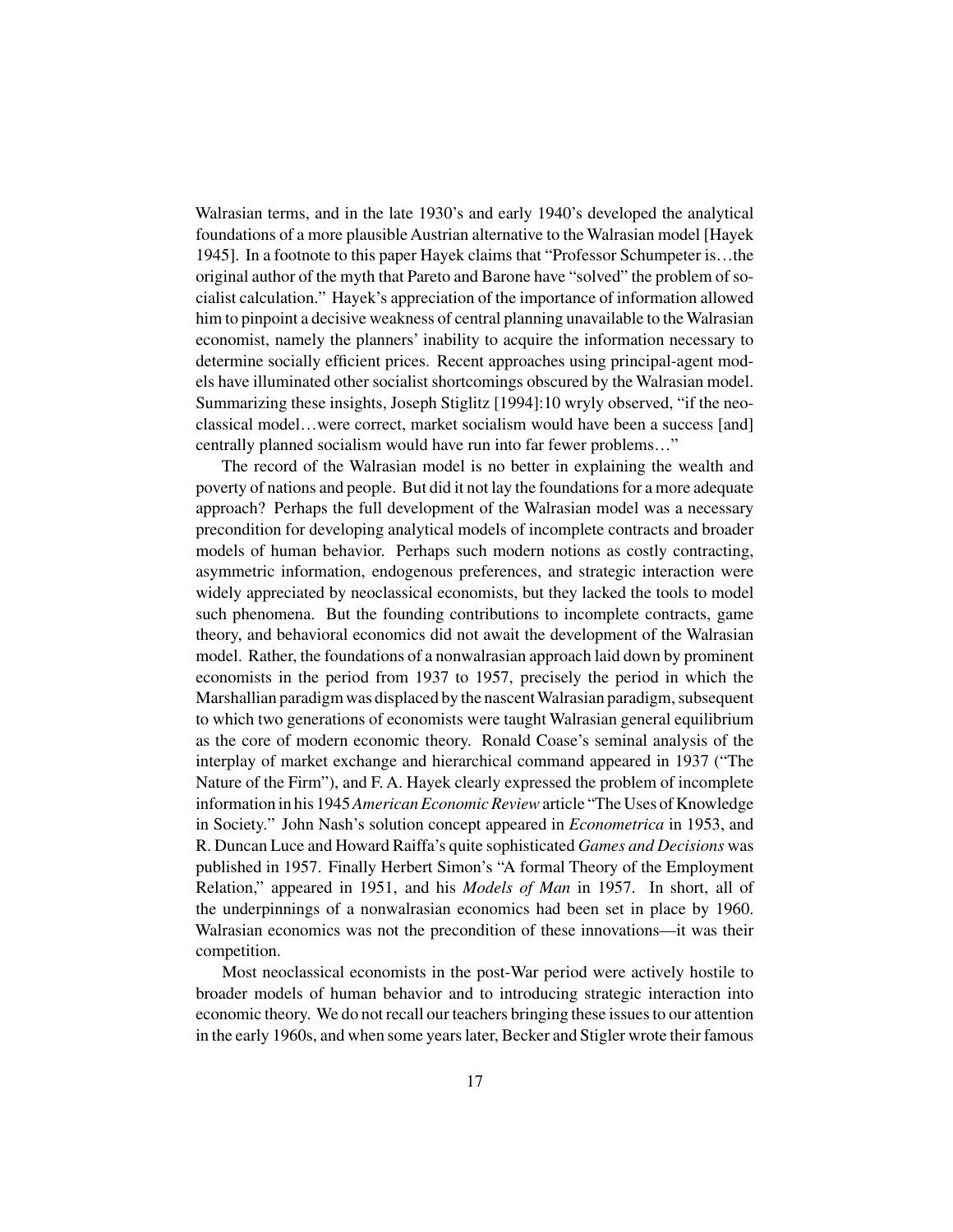Walrasian terms, and in the late 1930's and early 1940's developed the analytical foundations of a more plausible Austrian alternative to the Walrasian model [Hayek 1945]. In a footnote to this paper Hayek claims that "Professor Schumpeter is…the original author of the myth that Pareto and Barone have "solved" the problem of socialist calculation." Hayek's appreciation of the importance of information allowed him to pinpoint a decisive weakness of central planning unavailable to the Walrasian economist, namely the planners' inability to acquire the information necessary to determine socially efficient prices. Recent approaches using principal-agent models have illuminated other socialist shortcomings obscured by the Walrasian model. Summarizing these insights, Joseph Stiglitz [1994]:10 wryly observed, "if the neoclassical model…were correct, market socialism would have been a success [and] centrally planned socialism would have run into far fewer problems…"

The record of the Walrasian model is no better in explaining the wealth and poverty of nations and people. But did it not lay the foundations for a more adequate approach? Perhaps the full development of the Walrasian model was a necessary precondition for developing analytical models of incomplete contracts and broader models of human behavior. Perhaps such modern notions as costly contracting, asymmetric information, endogenous preferences, and strategic interaction were widely appreciated by neoclassical economists, but they lacked the tools to model such phenomena. But the founding contributions to incomplete contracts, game theory, and behavioral economics did not await the development of the Walrasian model. Rather, the foundations of a nonwalrasian approach laid down by prominent economists in the period from 1937 to 1957, precisely the period in which the Marshallian paradigm was displaced by the nascent Walrasian paradigm, subsequent to which two generations of economists were taught Walrasian general equilibrium as the core of modern economic theory. Ronald Coase's seminal analysis of the interplay of market exchange and hierarchical command appeared in 1937 ("The Nature of the Firm"), and F. A. Hayek clearly expressed the problem of incomplete information in his 1945 *American Economic Review* article "The Uses of Knowledge in Society." John Nash's solution concept appeared in *Econometrica* in 1953, and R. Duncan Luce and Howard Raiffa's quite sophisticated *Games and Decisions* was published in 1957. Finally Herbert Simon's "A formal Theory of the Employment Relation," appeared in 1951, and his *Models of Man* in 1957. In short, all of the underpinnings of a nonwalrasian economics had been set in place by 1960. Walrasian economics was not the precondition of these innovations—it was their competition.

Most neoclassical economists in the post-War period were actively hostile to broader models of human behavior and to introducing strategic interaction into economic theory. We do not recall our teachers bringing these issues to our attention in the early 1960s, and when some years later, Becker and Stigler wrote their famous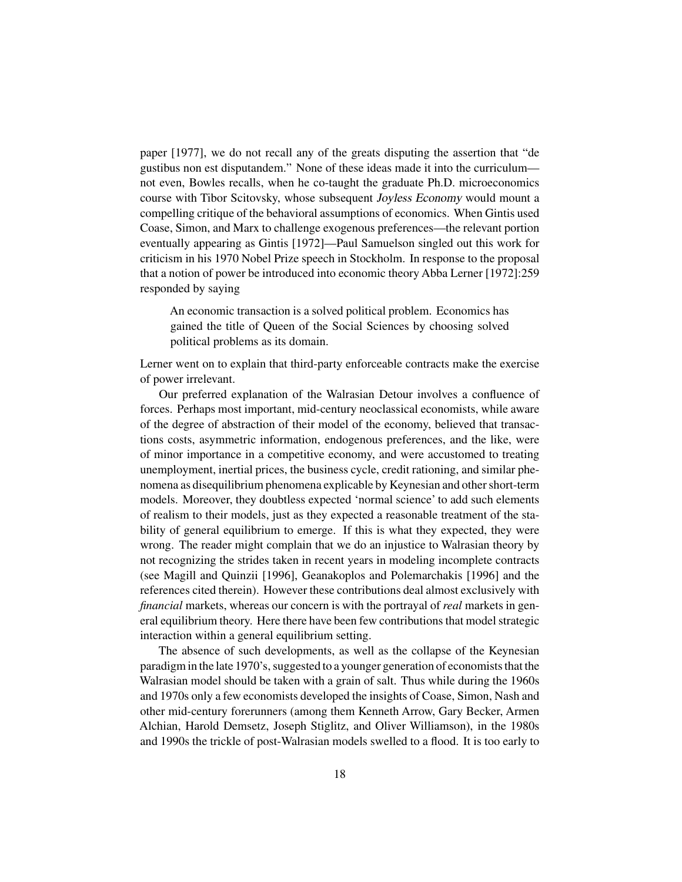paper [1977], we do not recall any of the greats disputing the assertion that "de gustibus non est disputandem." None of these ideas made it into the curriculum—not even, Bowles recalls, when he co-taught the graduate Ph.D. microeconomics course with Tibor Scitovsky, whose subsequent *Joyless Economy* would mount a compelling critique of the behavioral assumptions of economics. When Gintis used Coase, Simon, and Marx to challenge exogenous preferences—the relevant portion eventually appearing as Gintis [1972]—Paul Samuelson singled out this work for criticism in his 1970 Nobel Prize speech in Stockholm. In response to the proposal that a notion of power be introduced into economic theory Abba Lerner [1972]:259 responded by saying

> An economic transaction is a solved political problem. Economics has gained the title of Queen of the Social Sciences by choosing solved political problems as its domain.

Lerner went on to explain that third-party enforceable contracts make the exercise of power irrelevant.

Our preferred explanation of the Walrasian Detour involves a confluence of forces. Perhaps most important, mid-century neoclassical economists, while aware of the degree of abstraction of their model of the economy, believed that transactions costs, asymmetric information, endogenous preferences, and the like, were of minor importance in a competitive economy, and were accustomed to treating unemployment, inertial prices, the business cycle, credit rationing, and similar phenomena as disequilibrium phenomena explicable by Keynesian and other short-term models. Moreover, they doubtless expected 'normal science' to add such elements of realism to their models, just as they expected a reasonable treatment of the stability of general equilibrium to emerge. If this is what they expected, they were wrong. The reader might complain that we do an injustice to Walrasian theory by not recognizing the strides taken in recent years in modeling incomplete contracts (see Magill and Quinzii [1996], Geanakoplos and Polemarchakis [1996] and the references cited therein). However these contributions deal almost exclusively with *financial* markets, whereas our concern is with the portrayal of *real* markets in general equilibrium theory. Here there have been few contributions that model strategic interaction within a general equilibrium setting.

The absence of such developments, as well as the collapse of the Keynesian paradigm in the late 1970's, suggested to a younger generation of economists that the Walrasian model should be taken with a grain of salt. Thus while during the 1960s and 1970s only a few economists developed the insights of Coase, Simon, Nash and other mid-century forerunners (among them Kenneth Arrow, Gary Becker, Armen Alchian, Harold Demsetz, Joseph Stiglitz, and Oliver Williamson), in the 1980s and 1990s the trickle of post-Walrasian models swelled to a flood. It is too early to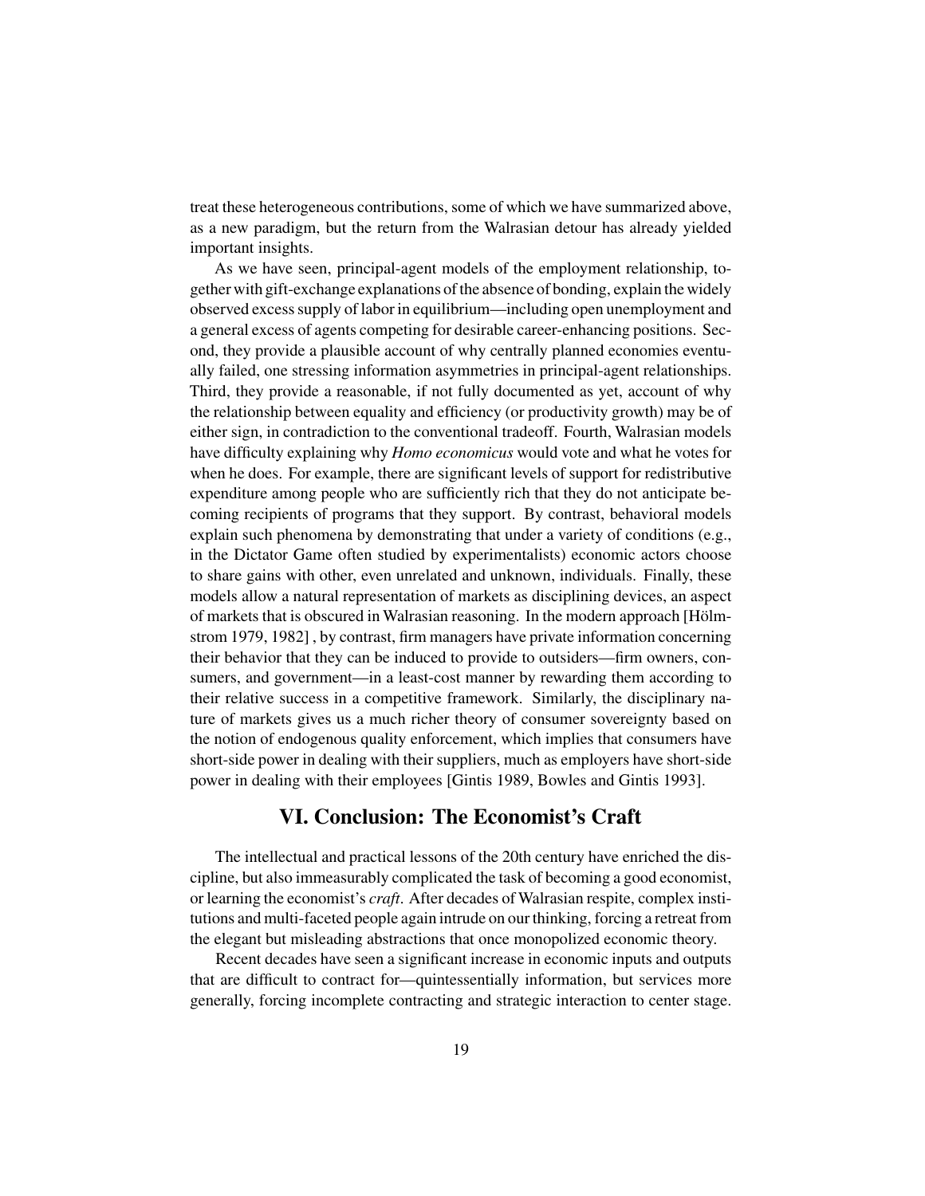treat these heterogeneous contributions, some of which we have summarized above, as a new paradigm, but the return from the Walrasian detour has already yielded important insights.

As we have seen, principal-agent models of the employment relationship, together with gift-exchange explanations of the absence of bonding, explain the widely observed excess supply of labor in equilibrium—including open unemployment and a general excess of agents competing for desirable career-enhancing positions. Second, they provide a plausible account of why centrally planned economies eventually failed, one stressing information asymmetries in principal-agent relationships. Third, they provide a reasonable, if not fully documented as yet, account of why the relationship between equality and efficiency (or productivity growth) may be of either sign, in contradiction to the conventional tradeoff. Fourth, Walrasian models have difficulty explaining why *Homo economicus* would vote and what he votes for when he does. For example, there are significant levels of support for redistributive expenditure among people who are sufficiently rich that they do not anticipate becoming recipients of programs that they support. By contrast, behavioral models explain such phenomena by demonstrating that under a variety of conditions (e.g., in the Dictator Game often studied by experimentalists) economic actors choose to share gains with other, even unrelated and unknown, individuals. Finally, these models allow a natural representation of markets as disciplining devices, an aspect of markets that is obscured in Walrasian reasoning. In the modern approach [Hölmstrom 1979, 1982] , by contrast, firm managers have private information concerning their behavior that they can be induced to provide to outsiders—firm owners, consumers, and government—in a least-cost manner by rewarding them according to their relative success in a competitive framework. Similarly, the disciplinary nature of markets gives us a much richer theory of consumer sovereignty based on the notion of endogenous quality enforcement, which implies that consumers have short-side power in dealing with their suppliers, much as employers have short-side power in dealing with their employees [Gintis 1989, Bowles and Gintis 1993].

## VI. Conclusion: The Economist's Craft

The intellectual and practical lessons of the 20th century have enriched the discipline, but also immeasurably complicated the task of becoming a good economist, or learning the economist's *craft*. After decades of Walrasian respite, complex institutions and multi-faceted people again intrude on our thinking, forcing a retreat from the elegant but misleading abstractions that once monopolized economic theory.

Recent decades have seen a significant increase in economic inputs and outputs that are difficult to contract for—quintessentially information, but services more generally, forcing incomplete contracting and strategic interaction to center stage.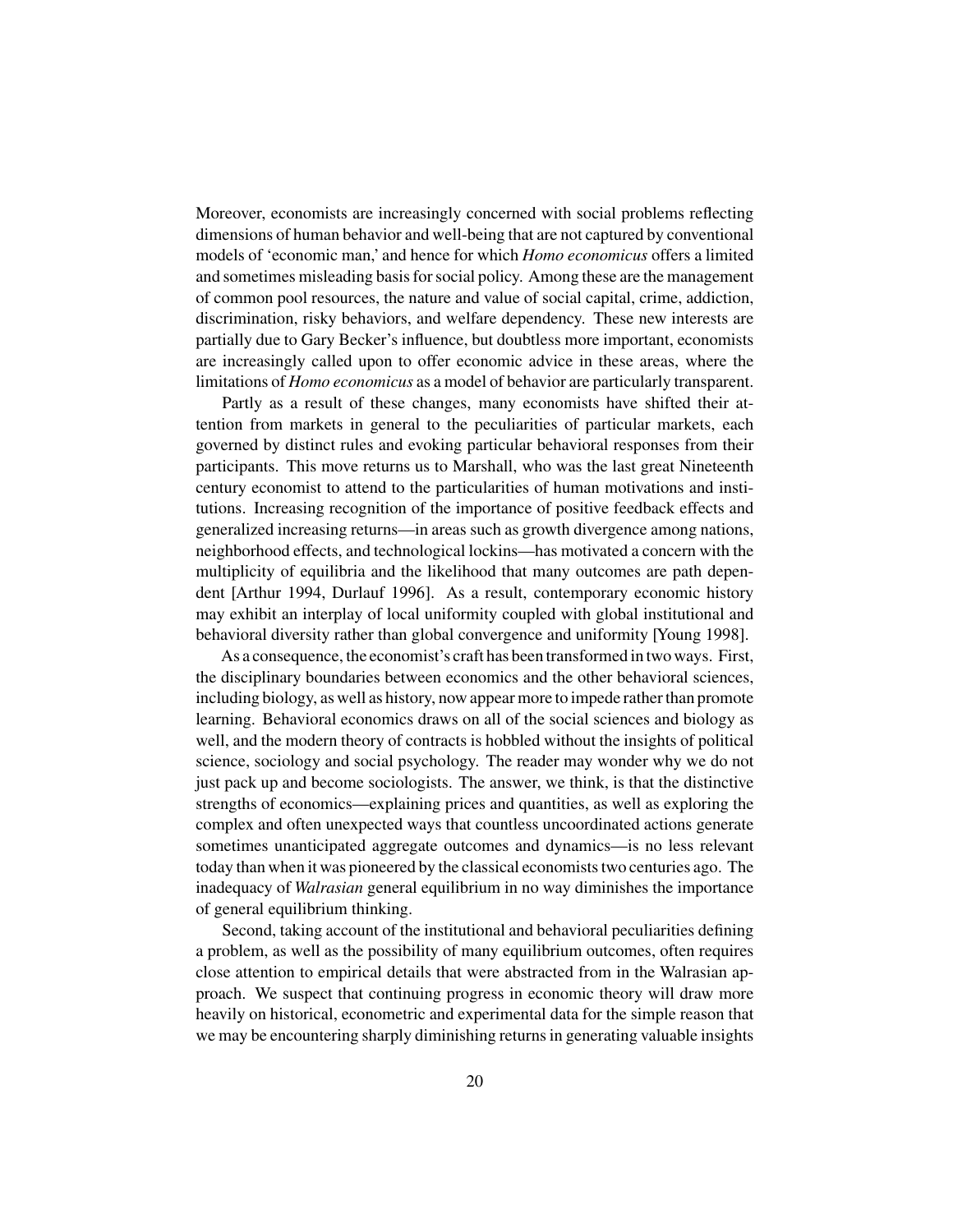Moreover, economists are increasingly concerned with social problems reflecting dimensions of human behavior and well-being that are not captured by conventional models of 'economic man,' and hence for which *Homo economicus* offers a limited and sometimes misleading basis for social policy. Among these are the management of common pool resources, the nature and value of social capital, crime, addiction, discrimination, risky behaviors, and welfare dependency. These new interests are partially due to Gary Becker's influence, but doubtless more important, economists are increasingly called upon to offer economic advice in these areas, where the limitations of *Homo economicus* as a model of behavior are particularly transparent.

Partly as a result of these changes, many economists have shifted their attention from markets in general to the peculiarities of particular markets, each governed by distinct rules and evoking particular behavioral responses from their participants. This move returns us to Marshall, who was the last great Nineteenth century economist to attend to the particularities of human motivations and institutions. Increasing recognition of the importance of positive feedback effects and generalized increasing returns—in areas such as growth divergence among nations, neighborhood effects, and technological lockins—has motivated a concern with the multiplicity of equilibria and the likelihood that many outcomes are path dependent [Arthur 1994, Durlauf 1996]. As a result, contemporary economic history may exhibit an interplay of local uniformity coupled with global institutional and behavioral diversity rather than global convergence and uniformity [Young 1998].

As a consequence, the economist's craft has been transformed in two ways. First, the disciplinary boundaries between economics and the other behavioral sciences, including biology, as well as history, now appear more to impede rather than promote learning. Behavioral economics draws on all of the social sciences and biology as well, and the modern theory of contracts is hobbled without the insights of political science, sociology and social psychology. The reader may wonder why we do not just pack up and become sociologists. The answer, we think, is that the distinctive strengths of economics—explaining prices and quantities, as well as exploring the complex and often unexpected ways that countless uncoordinated actions generate sometimes unanticipated aggregate outcomes and dynamics—is no less relevant today than when it was pioneered by the classical economists two centuries ago. The inadequacy of *Walrasian* general equilibrium in no way diminishes the importance of general equilibrium thinking.

Second, taking account of the institutional and behavioral peculiarities defining a problem, as well as the possibility of many equilibrium outcomes, often requires close attention to empirical details that were abstracted from in the Walrasian approach. We suspect that continuing progress in economic theory will draw more heavily on historical, econometric and experimental data for the simple reason that we may be encountering sharply diminishing returns in generating valuable insights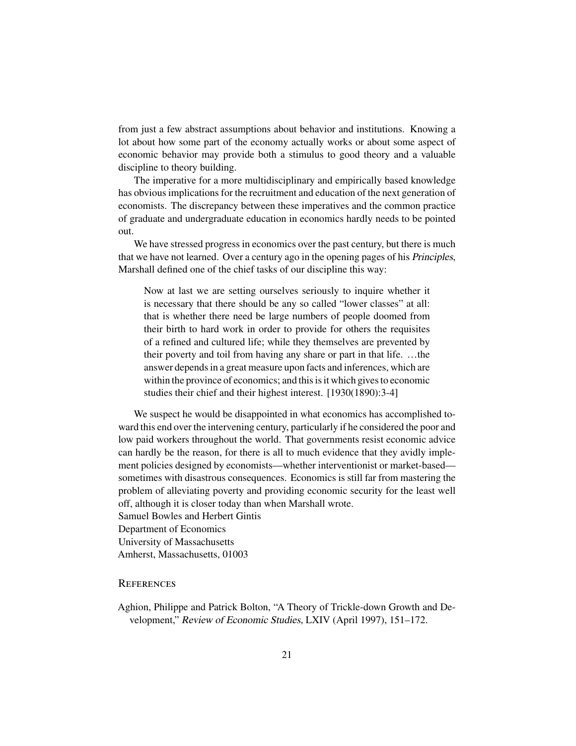from just a few abstract assumptions about behavior and institutions. Knowing a lot about how some part of the economy actually works or about some aspect of economic behavior may provide both a stimulus to good theory and a valuable discipline to theory building.

The imperative for a more multidisciplinary and empirically based knowledge has obvious implications for the recruitment and education of the next generation of economists. The discrepancy between these imperatives and the common practice of graduate and undergraduate education in economics hardly needs to be pointed out.

We have stressed progress in economics over the past century, but there is much that we have not learned. Over a century ago in the opening pages of his *Principles*, Marshall defined one of the chief tasks of our discipline this way:

> Now at last we are setting ourselves seriously to inquire whether it is necessary that there should be any so called "lower classes" at all: that is whether there need be large numbers of people doomed from their birth to hard work in order to provide for others the requisites of a refined and cultured life; while they themselves are prevented by their poverty and toil from having any share or part in that life. …the answer depends in a great measure upon facts and inferences, which are within the province of economics; and this is it which gives to economic studies their chief and their highest interest. [1930(1890):3-4]

We suspect he would be disappointed in what economics has accomplished toward this end over the intervening century, particularly if he considered the poor and low paid workers throughout the world. That governments resist economic advice can hardly be the reason, for there is all to much evidence that they avidly implement policies designed by economists—whether interventionist or market-based—sometimes with disastrous consequences. Economics is still far from mastering the problem of alleviating poverty and providing economic security for the least well off, although it is closer today than when Marshall wrote.

Samuel Bowles and Herbert Gintis
Department of Economics
University of Massachusetts
Amherst, Massachusetts, 01003

## References

Aghion, Philippe and Patrick Bolton, "A Theory of Trickle-down Growth and Development," *Review of Economic Studies*, LXIV (April 1997), 151–172.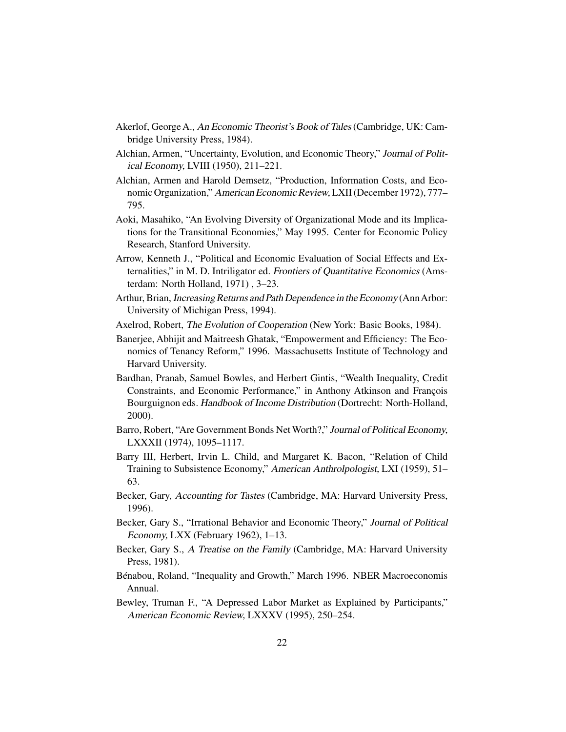Akerlof, George A., *An Economic Theorist's Book of Tales* (Cambridge, UK: Cambridge University Press, 1984).

Alchian, Armen, "Uncertainty, Evolution, and Economic Theory," *Journal of Political Economy,* LVIII (1950), 211–221.

Alchian, Armen and Harold Demsetz, "Production, Information Costs, and Economic Organization," *American Economic Review,* LXII (December 1972), 777–795.

Aoki, Masahiko, "An Evolving Diversity of Organizational Mode and its Implications for the Transitional Economies," May 1995. Center for Economic Policy Research, Stanford University.

Arrow, Kenneth J., "Political and Economic Evaluation of Social Effects and Externalities," in M. D. Intriligator ed. *Frontiers of Quantitative Economics* (Amsterdam: North Holland, 1971) , 3–23.

Arthur, Brian, *Increasing Returns and Path Dependence in the Economy* (Ann Arbor: University of Michigan Press, 1994).

Axelrod, Robert, *The Evolution of Cooperation* (New York: Basic Books, 1984).

Banerjee, Abhijit and Maitreesh Ghatak, "Empowerment and Efficiency: The Economics of Tenancy Reform," 1996. Massachusetts Institute of Technology and Harvard University.

Bardhan, Pranab, Samuel Bowles, and Herbert Gintis, "Wealth Inequality, Credit Constraints, and Economic Performance," in Anthony Atkinson and François Bourguignon eds. *Handbook of Income Distribution* (Dortrecht: North-Holland, 2000).

Barro, Robert, "Are Government Bonds Net Worth?," *Journal of Political Economy,* LXXXII (1974), 1095–1117.

Barry III, Herbert, Irvin L. Child, and Margaret K. Bacon, "Relation of Child Training to Subsistence Economy," *American Anthrolpologist,* LXI (1959), 51–63.

Becker, Gary, *Accounting for Tastes* (Cambridge, MA: Harvard University Press, 1996).

Becker, Gary S., "Irrational Behavior and Economic Theory," *Journal of Political Economy,* LXX (February 1962), 1–13.

Becker, Gary S., *A Treatise on the Family* (Cambridge, MA: Harvard University Press, 1981).

Bénabou, Roland, "Inequality and Growth," March 1996. NBER Macroeconomis Annual.

Bewley, Truman F., "A Depressed Labor Market as Explained by Participants," *American Economic Review,* LXXXV (1995), 250–254.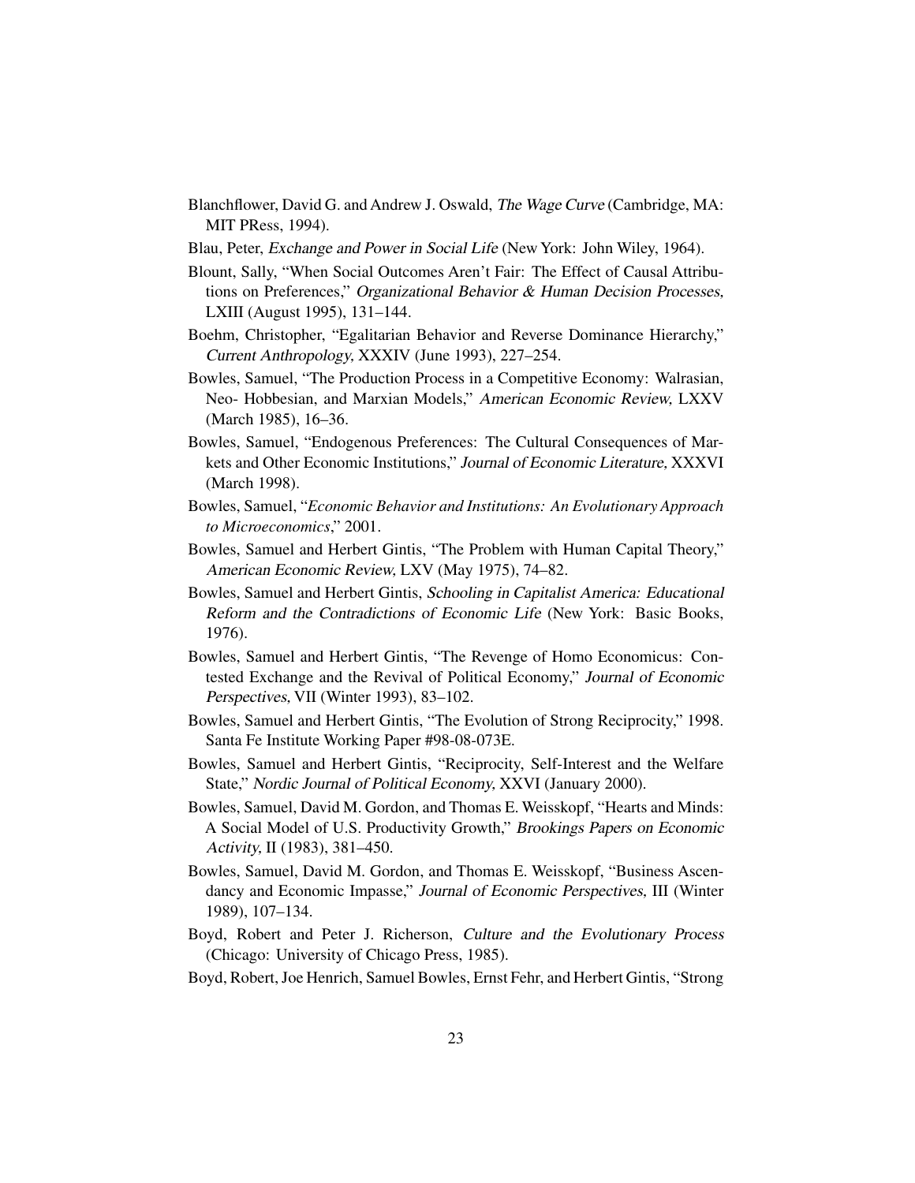Blanchflower, David G. and Andrew J. Oswald, *The Wage Curve* (Cambridge, MA: MIT PRess, 1994).

Blau, Peter, *Exchange and Power in Social Life* (New York: John Wiley, 1964).

Blount, Sally, "When Social Outcomes Aren't Fair: The Effect of Causal Attributions on Preferences," *Organizational Behavior & Human Decision Processes,* LXIII (August 1995), 131–144.

Boehm, Christopher, "Egalitarian Behavior and Reverse Dominance Hierarchy," *Current Anthropology,* XXXIV (June 1993), 227–254.

Bowles, Samuel, "The Production Process in a Competitive Economy: Walrasian, Neo- Hobbesian, and Marxian Models," *American Economic Review,* LXXV (March 1985), 16–36.

Bowles, Samuel, "Endogenous Preferences: The Cultural Consequences of Markets and Other Economic Institutions," *Journal of Economic Literature,* XXXVI (March 1998).

Bowles, Samuel, "*Economic Behavior and Institutions: An Evolutionary Approach to Microeconomics*," 2001.

Bowles, Samuel and Herbert Gintis, "The Problem with Human Capital Theory," *American Economic Review,* LXV (May 1975), 74–82.

Bowles, Samuel and Herbert Gintis, *Schooling in Capitalist America: Educational Reform and the Contradictions of Economic Life* (New York: Basic Books, 1976).

Bowles, Samuel and Herbert Gintis, "The Revenge of Homo Economicus: Contested Exchange and the Revival of Political Economy," *Journal of Economic Perspectives,* VII (Winter 1993), 83–102.

Bowles, Samuel and Herbert Gintis, "The Evolution of Strong Reciprocity," 1998. Santa Fe Institute Working Paper #98-08-073E.

Bowles, Samuel and Herbert Gintis, "Reciprocity, Self-Interest and the Welfare State," *Nordic Journal of Political Economy,* XXVI (January 2000).

Bowles, Samuel, David M. Gordon, and Thomas E. Weisskopf, "Hearts and Minds: A Social Model of U.S. Productivity Growth," *Brookings Papers on Economic Activity,* II (1983), 381–450.

Bowles, Samuel, David M. Gordon, and Thomas E. Weisskopf, "Business Ascendancy and Economic Impasse," *Journal of Economic Perspectives,* III (Winter 1989), 107–134.

Boyd, Robert and Peter J. Richerson, *Culture and the Evolutionary Process* (Chicago: University of Chicago Press, 1985).

Boyd, Robert, Joe Henrich, Samuel Bowles, Ernst Fehr, and Herbert Gintis, "Strong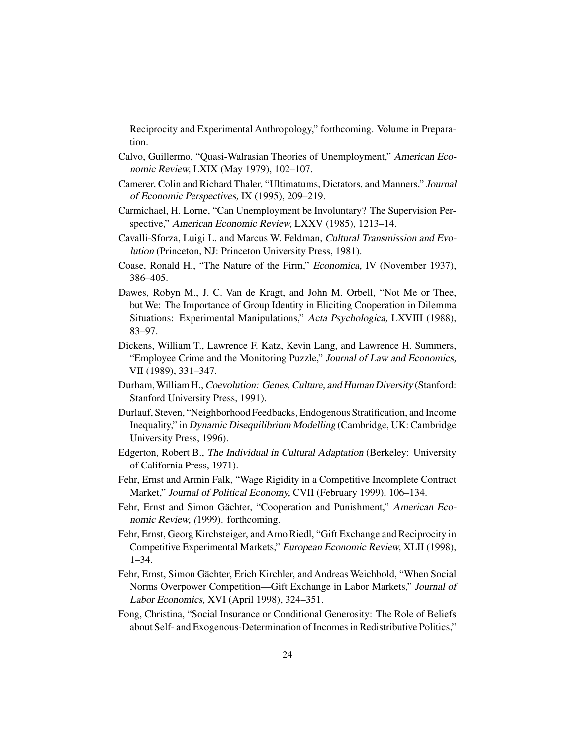Reciprocity and Experimental Anthropology," forthcoming. Volume in Preparation.

Calvo, Guillermo, "Quasi-Walrasian Theories of Unemployment," *American Economic Review,* LXIX (May 1979), 102–107.

Camerer, Colin and Richard Thaler, "Ultimatums, Dictators, and Manners," *Journal of Economic Perspectives,* IX (1995), 209–219.

Carmichael, H. Lorne, "Can Unemployment be Involuntary? The Supervision Perspective," *American Economic Review,* LXXV (1985), 1213–14.

Cavalli-Sforza, Luigi L. and Marcus W. Feldman, *Cultural Transmission and Evolution* (Princeton, NJ: Princeton University Press, 1981).

Coase, Ronald H., "The Nature of the Firm," *Economica,* IV (November 1937), 386–405.

Dawes, Robyn M., J. C. Van de Kragt, and John M. Orbell, "Not Me or Thee, but We: The Importance of Group Identity in Eliciting Cooperation in Dilemma Situations: Experimental Manipulations," *Acta Psychologica,* LXVIII (1988), 83–97.

Dickens, William T., Lawrence F. Katz, Kevin Lang, and Lawrence H. Summers, "Employee Crime and the Monitoring Puzzle," *Journal of Law and Economics,* VII (1989), 331–347.

Durham, William H., *Coevolution: Genes, Culture, and Human Diversity* (Stanford: Stanford University Press, 1991).

Durlauf, Steven, "Neighborhood Feedbacks, Endogenous Stratification, and Income Inequality," in *Dynamic Disequilibrium Modelling* (Cambridge, UK: Cambridge University Press, 1996).

Edgerton, Robert B., *The Individual in Cultural Adaptation* (Berkeley: University of California Press, 1971).

Fehr, Ernst and Armin Falk, "Wage Rigidity in a Competitive Incomplete Contract Market," *Journal of Political Economy,* CVII (February 1999), 106–134.

Fehr, Ernst and Simon Gächter, "Cooperation and Punishment," *American Economic Review, (*1999). forthcoming.

Fehr, Ernst, Georg Kirchsteiger, and Arno Riedl, "Gift Exchange and Reciprocity in Competitive Experimental Markets," *European Economic Review,* XLII (1998), 1–34.

Fehr, Ernst, Simon Gächter, Erich Kirchler, and Andreas Weichbold, "When Social Norms Overpower Competition—Gift Exchange in Labor Markets," *Journal of Labor Economics,* XVI (April 1998), 324–351.

Fong, Christina, "Social Insurance or Conditional Generosity: The Role of Beliefs about Self- and Exogenous-Determination of Incomes in Redistributive Politics,"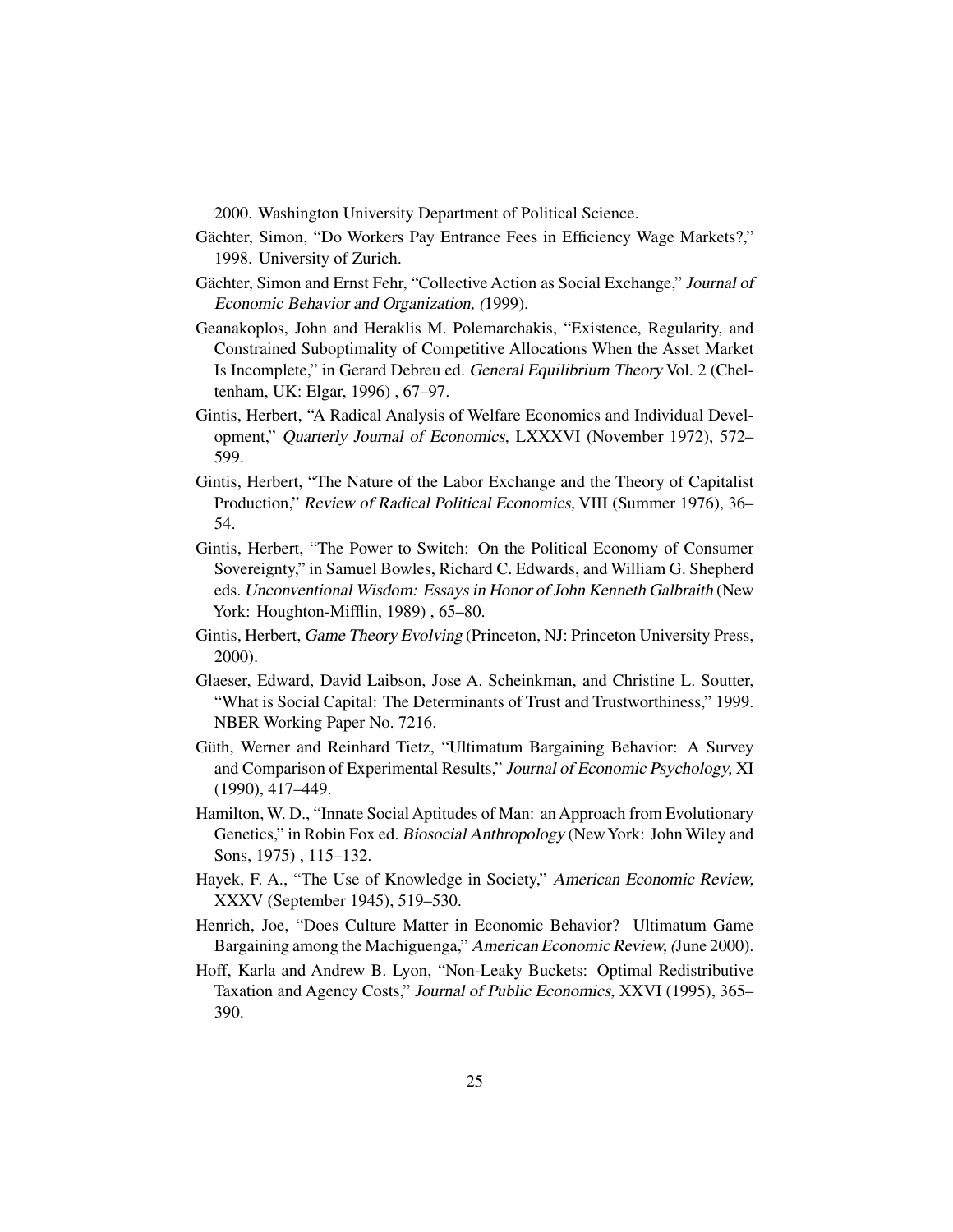2000. Washington University Department of Political Science.

Gächter, Simon, "Do Workers Pay Entrance Fees in Efficiency Wage Markets?," 1998. University of Zurich.

Gächter, Simon and Ernst Fehr, "Collective Action as Social Exchange," *Journal of Economic Behavior and Organization, (*1999).

Geanakoplos, John and Heraklis M. Polemarchakis, "Existence, Regularity, and Constrained Suboptimality of Competitive Allocations When the Asset Market Is Incomplete," in Gerard Debreu ed. *General Equilibrium Theory* Vol. 2 (Cheltenham, UK: Elgar, 1996) , 67–97.

Gintis, Herbert, "A Radical Analysis of Welfare Economics and Individual Development," *Quarterly Journal of Economics*, LXXXVI (November 1972), 572–599.

Gintis, Herbert, "The Nature of the Labor Exchange and the Theory of Capitalist Production," *Review of Radical Political Economics*, VIII (Summer 1976), 36–54.

Gintis, Herbert, "The Power to Switch: On the Political Economy of Consumer Sovereignty," in Samuel Bowles, Richard C. Edwards, and William G. Shepherd eds. *Unconventional Wisdom: Essays in Honor of John Kenneth Galbraith* (New York: Houghton-Mifflin, 1989) , 65–80.

Gintis, Herbert, *Game Theory Evolving* (Princeton, NJ: Princeton University Press, 2000).

Glaeser, Edward, David Laibson, Jose A. Scheinkman, and Christine L. Soutter, "What is Social Capital: The Determinants of Trust and Trustworthiness," 1999. NBER Working Paper No. 7216.

Güth, Werner and Reinhard Tietz, "Ultimatum Bargaining Behavior: A Survey and Comparison of Experimental Results," *Journal of Economic Psychology,* XI (1990), 417–449.

Hamilton, W. D., "Innate Social Aptitudes of Man: an Approach from Evolutionary Genetics," in Robin Fox ed. *Biosocial Anthropology* (New York: John Wiley and Sons, 1975) , 115–132.

Hayek, F. A., "The Use of Knowledge in Society," *American Economic Review*, XXXV (September 1945), 519–530.

Henrich, Joe, "Does Culture Matter in Economic Behavior? Ultimatum Game Bargaining among the Machiguenga," *American Economic Review, (*June 2000).

Hoff, Karla and Andrew B. Lyon, "Non-Leaky Buckets: Optimal Redistributive Taxation and Agency Costs," *Journal of Public Economics,* XXVI (1995), 365–390.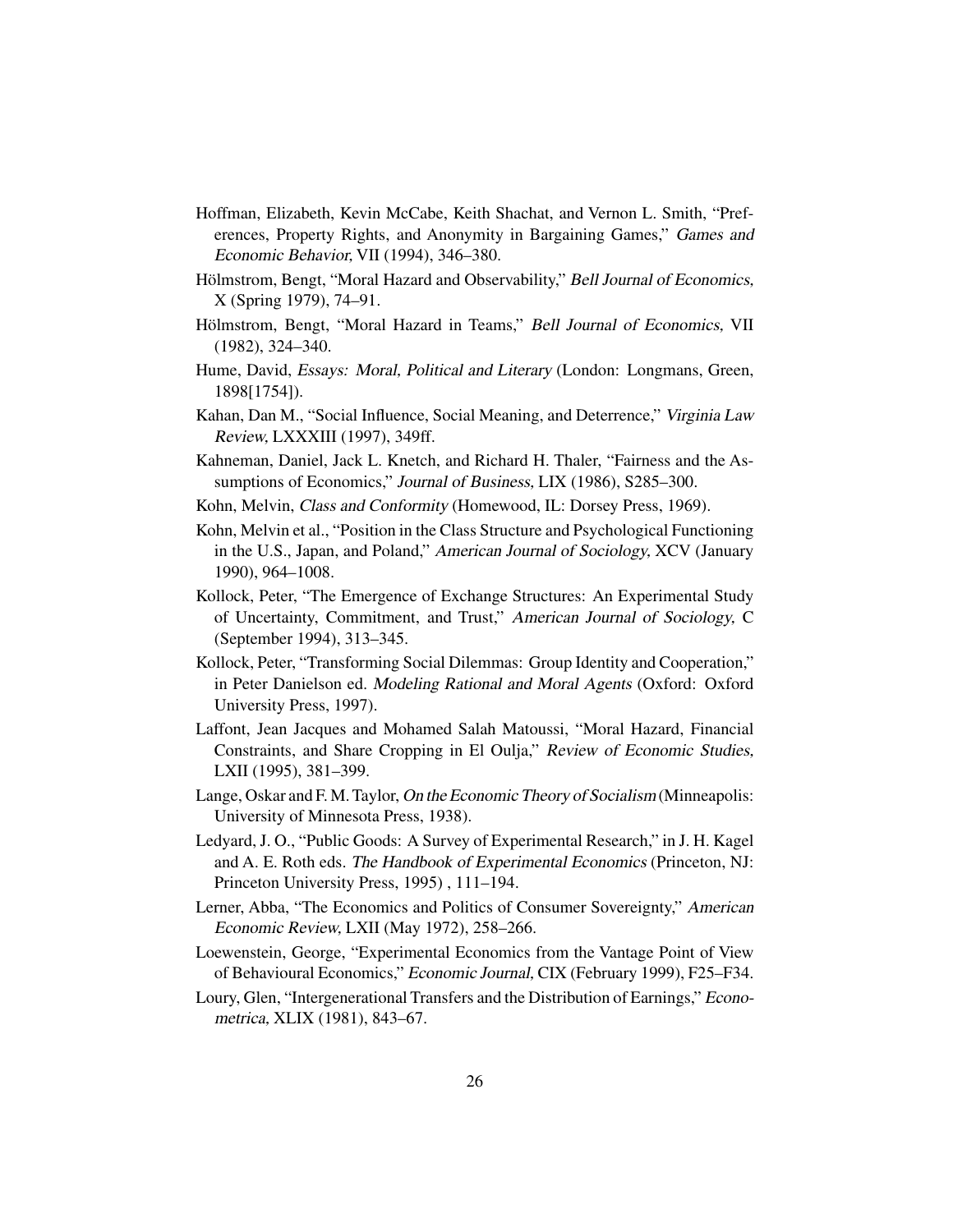Hoffman, Elizabeth, Kevin McCabe, Keith Shachat, and Vernon L. Smith, "Preferences, Property Rights, and Anonymity in Bargaining Games," *Games and Economic Behavior,* VII (1994), 346–380.

Hölmstrom, Bengt, "Moral Hazard and Observability," *Bell Journal of Economics,* X (Spring 1979), 74–91.

Hölmstrom, Bengt, "Moral Hazard in Teams," *Bell Journal of Economics,* VII (1982), 324–340.

Hume, David, *Essays: Moral, Political and Literary* (London: Longmans, Green, 1898[1754]).

Kahan, Dan M., "Social Influence, Social Meaning, and Deterrence," *Virginia Law Review,* LXXXIII (1997), 349ff.

Kahneman, Daniel, Jack L. Knetch, and Richard H. Thaler, "Fairness and the Assumptions of Economics," *Journal of Business,* LIX (1986), S285–300.

Kohn, Melvin, *Class and Conformity* (Homewood, IL: Dorsey Press, 1969).

Kohn, Melvin et al., "Position in the Class Structure and Psychological Functioning in the U.S., Japan, and Poland," *American Journal of Sociology,* XCV (January 1990), 964–1008.

Kollock, Peter, "The Emergence of Exchange Structures: An Experimental Study of Uncertainty, Commitment, and Trust," *American Journal of Sociology,* C (September 1994), 313–345.

Kollock, Peter, "Transforming Social Dilemmas: Group Identity and Cooperation," in Peter Danielson ed. *Modeling Rational and Moral Agents* (Oxford: Oxford University Press, 1997).

Laffont, Jean Jacques and Mohamed Salah Matoussi, "Moral Hazard, Financial Constraints, and Share Cropping in El Oulja," *Review of Economic Studies,* LXII (1995), 381–399.

Lange, Oskar and F. M. Taylor, *On the Economic Theory of Socialism* (Minneapolis: University of Minnesota Press, 1938).

Ledyard, J. O., "Public Goods: A Survey of Experimental Research," in J. H. Kagel and A. E. Roth eds. *The Handbook of Experimental Economics* (Princeton, NJ: Princeton University Press, 1995) , 111–194.

Lerner, Abba, "The Economics and Politics of Consumer Sovereignty," *American Economic Review,* LXII (May 1972), 258–266.

Loewenstein, George, "Experimental Economics from the Vantage Point of View of Behavioural Economics," *Economic Journal,* CIX (February 1999), F25–F34.

Loury, Glen, "Intergenerational Transfers and the Distribution of Earnings," *Econometrica,* XLIX (1981), 843–67.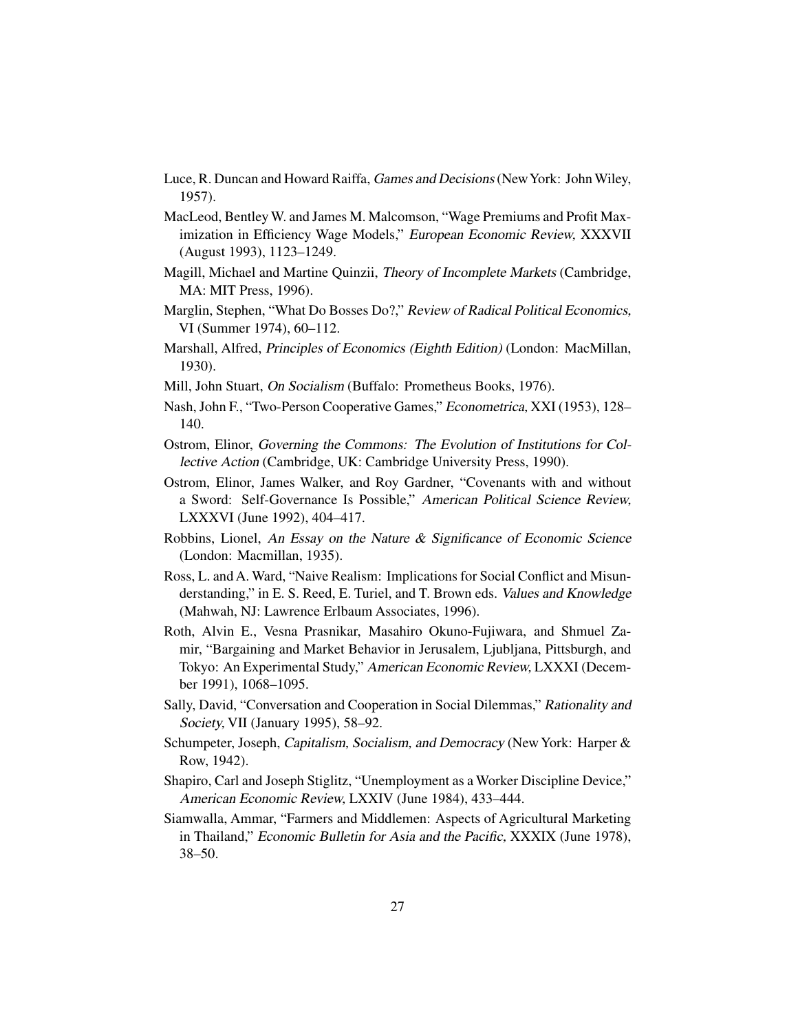Luce, R. Duncan and Howard Raiffa, *Games and Decisions* (New York: John Wiley, 1957).

MacLeod, Bentley W. and James M. Malcomson, "Wage Premiums and Profit Maximization in Efficiency Wage Models," *European Economic Review*, XXXVII (August 1993), 1123–1249.

Magill, Michael and Martine Quinzii, *Theory of Incomplete Markets* (Cambridge, MA: MIT Press, 1996).

Marglin, Stephen, "What Do Bosses Do?," *Review of Radical Political Economics*, VI (Summer 1974), 60–112.

Marshall, Alfred, *Principles of Economics (Eighth Edition)* (London: MacMillan, 1930).

Mill, John Stuart, *On Socialism* (Buffalo: Prometheus Books, 1976).

Nash, John F., "Two-Person Cooperative Games," *Econometrica*, XXI (1953), 128–140.

Ostrom, Elinor, *Governing the Commons: The Evolution of Institutions for Collective Action* (Cambridge, UK: Cambridge University Press, 1990).

Ostrom, Elinor, James Walker, and Roy Gardner, "Covenants with and without a Sword: Self-Governance Is Possible," *American Political Science Review*, LXXXVI (June 1992), 404–417.

Robbins, Lionel, *An Essay on the Nature & Significance of Economic Science* (London: Macmillan, 1935).

Ross, L. and A. Ward, "Naive Realism: Implications for Social Conflict and Misunderstanding," in E. S. Reed, E. Turiel, and T. Brown eds. *Values and Knowledge* (Mahwah, NJ: Lawrence Erlbaum Associates, 1996).

Roth, Alvin E., Vesna Prasnikar, Masahiro Okuno-Fujiwara, and Shmuel Zamir, "Bargaining and Market Behavior in Jerusalem, Ljubljana, Pittsburgh, and Tokyo: An Experimental Study," *American Economic Review*, LXXXI (December 1991), 1068–1095.

Sally, David, "Conversation and Cooperation in Social Dilemmas," *Rationality and Society*, VII (January 1995), 58–92.

Schumpeter, Joseph, *Capitalism, Socialism, and Democracy* (New York: Harper & Row, 1942).

Shapiro, Carl and Joseph Stiglitz, "Unemployment as a Worker Discipline Device," *American Economic Review*, LXXIV (June 1984), 433–444.

Siamwalla, Ammar, "Farmers and Middlemen: Aspects of Agricultural Marketing in Thailand," *Economic Bulletin for Asia and the Pacific*, XXXIX (June 1978), 38–50.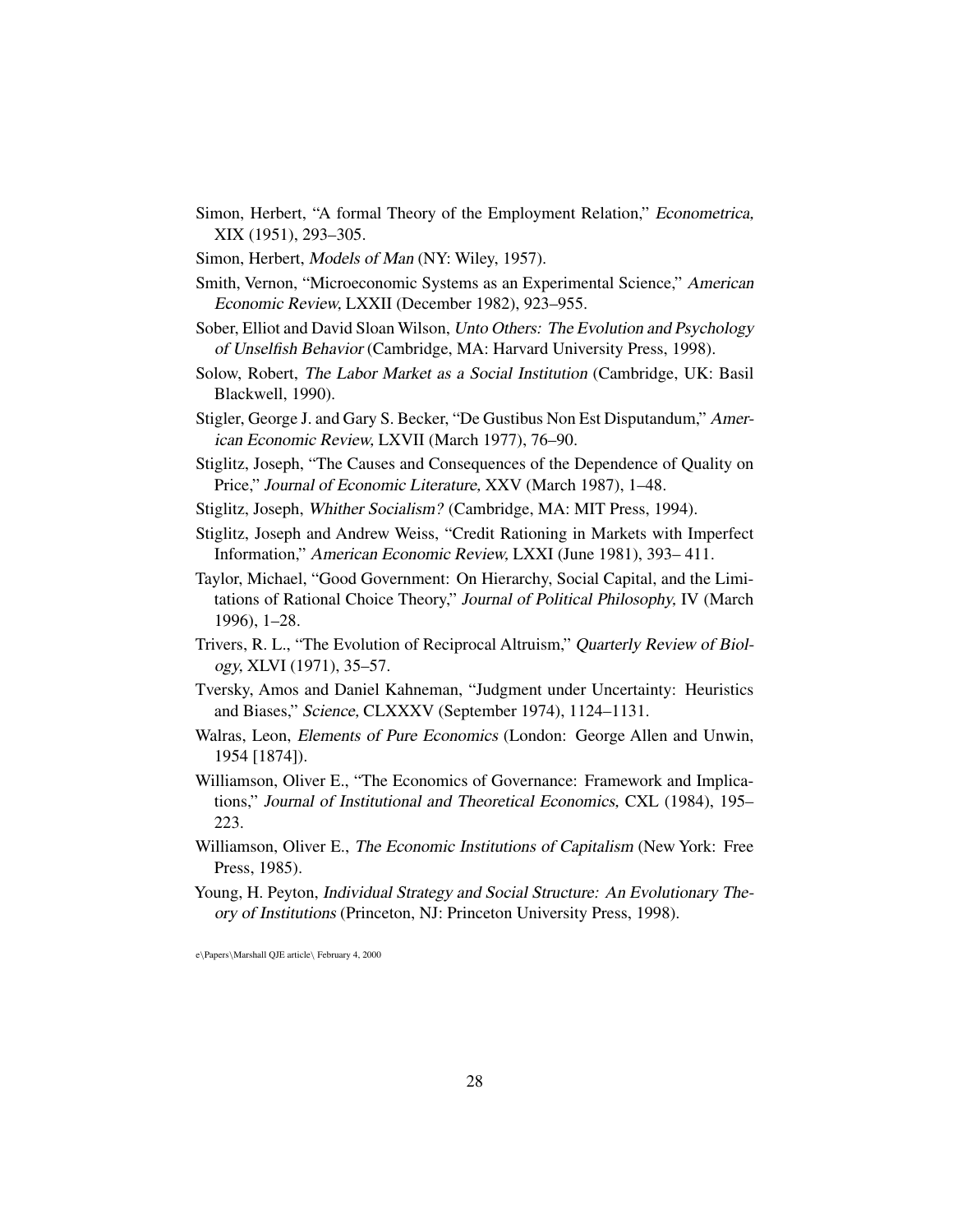Simon, Herbert, "A formal Theory of the Employment Relation," *Econometrica,* XIX (1951), 293–305.

Simon, Herbert, *Models of Man* (NY: Wiley, 1957).

Smith, Vernon, "Microeconomic Systems as an Experimental Science," *American Economic Review,* LXXII (December 1982), 923–955.

Sober, Elliot and David Sloan Wilson, *Unto Others: The Evolution and Psychology of Unselfish Behavior* (Cambridge, MA: Harvard University Press, 1998).

Solow, Robert, *The Labor Market as a Social Institution* (Cambridge, UK: Basil Blackwell, 1990).

Stigler, George J. and Gary S. Becker, "De Gustibus Non Est Disputandum," *American Economic Review,* LXVII (March 1977), 76–90.

Stiglitz, Joseph, "The Causes and Consequences of the Dependence of Quality on Price," *Journal of Economic Literature,* XXV (March 1987), 1–48.

Stiglitz, Joseph, *Whither Socialism?* (Cambridge, MA: MIT Press, 1994).

Stiglitz, Joseph and Andrew Weiss, "Credit Rationing in Markets with Imperfect Information," *American Economic Review,* LXXI (June 1981), 393– 411.

Taylor, Michael, "Good Government: On Hierarchy, Social Capital, and the Limitations of Rational Choice Theory," *Journal of Political Philosophy,* IV (March 1996), 1–28.

Trivers, R. L., "The Evolution of Reciprocal Altruism," *Quarterly Review of Biology,* XLVI (1971), 35–57.

Tversky, Amos and Daniel Kahneman, "Judgment under Uncertainty: Heuristics and Biases," *Science,* CLXXXV (September 1974), 1124–1131.

Walras, Leon, *Elements of Pure Economics* (London: George Allen and Unwin, 1954 [1874]).

Williamson, Oliver E., "The Economics of Governance: Framework and Implications," *Journal of Institutional and Theoretical Economics,* CXL (1984), 195–223.

Williamson, Oliver E., *The Economic Institutions of Capitalism* (New York: Free Press, 1985).

Young, H. Peyton, *Individual Strategy and Social Structure: An Evolutionary Theory of Institutions* (Princeton, NJ: Princeton University Press, 1998).

e\Papers\Marshall QJE article\ February 4, 2000